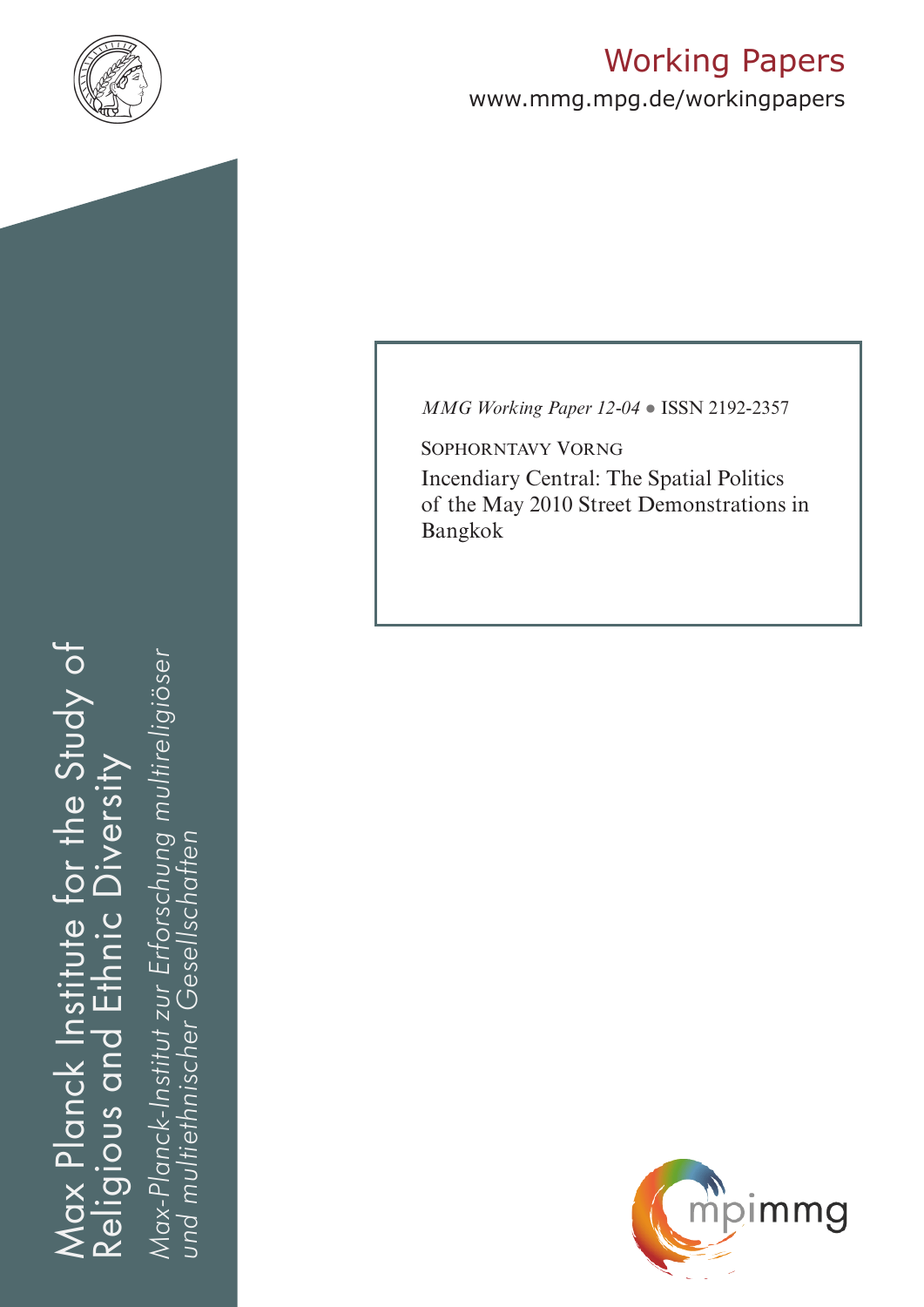Working Papers

www.mmg.mpg.de/workingpapers

Max Planck Institute for the Study of Religious and Ethnic Diversity

*Max-Planck-Institut zur Erforschung multireligiöser und multiethnischer Gesellschaften*

*MMG Working Paper 12-04* ● ISSN 2192-2357

SOPHORNTAVY VORNG

Incendiary Central: The Spatial Politics of the May 2010 Street Demonstrations in Bangkok

mpimmg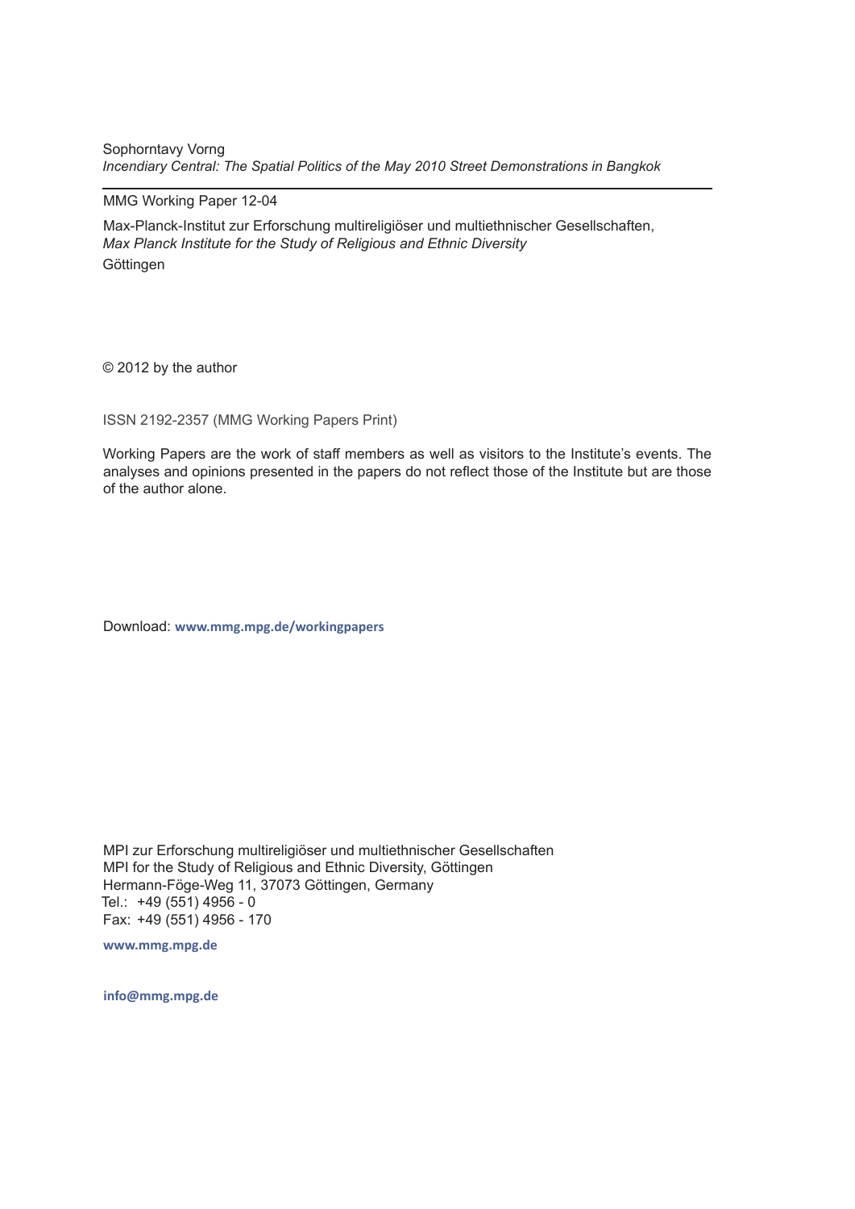Sophorntavy Vorng
*Incendiary Central: The Spatial Politics of the May 2010 Street Demonstrations in Bangkok*

---

MMG Working Paper 12-04

Max-Planck-Institut zur Erforschung multireligiöser und multiethnischer Gesellschaften,
*Max Planck Institute for the Study of Religious and Ethnic Diversity*
Göttingen

© 2012 by the author

ISSN 2192-2357 (MMG Working Papers Print)

Working Papers are the work of staff members as well as visitors to the Institute's events. The analyses and opinions presented in the papers do not reflect those of the Institute but are those of the author alone.

Download: **www.mmg.mpg.de/workingpapers**

MPI zur Erforschung multireligiöser und multiethnischer Gesellschaften
MPI for the Study of Religious and Ethnic Diversity, Göttingen
Hermann-Föge-Weg 11, 37073 Göttingen, Germany
Tel.: +49 (551) 4956 - 0
Fax: +49 (551) 4956 - 170

**www.mmg.mpg.de**

**info@mmg.mpg.de**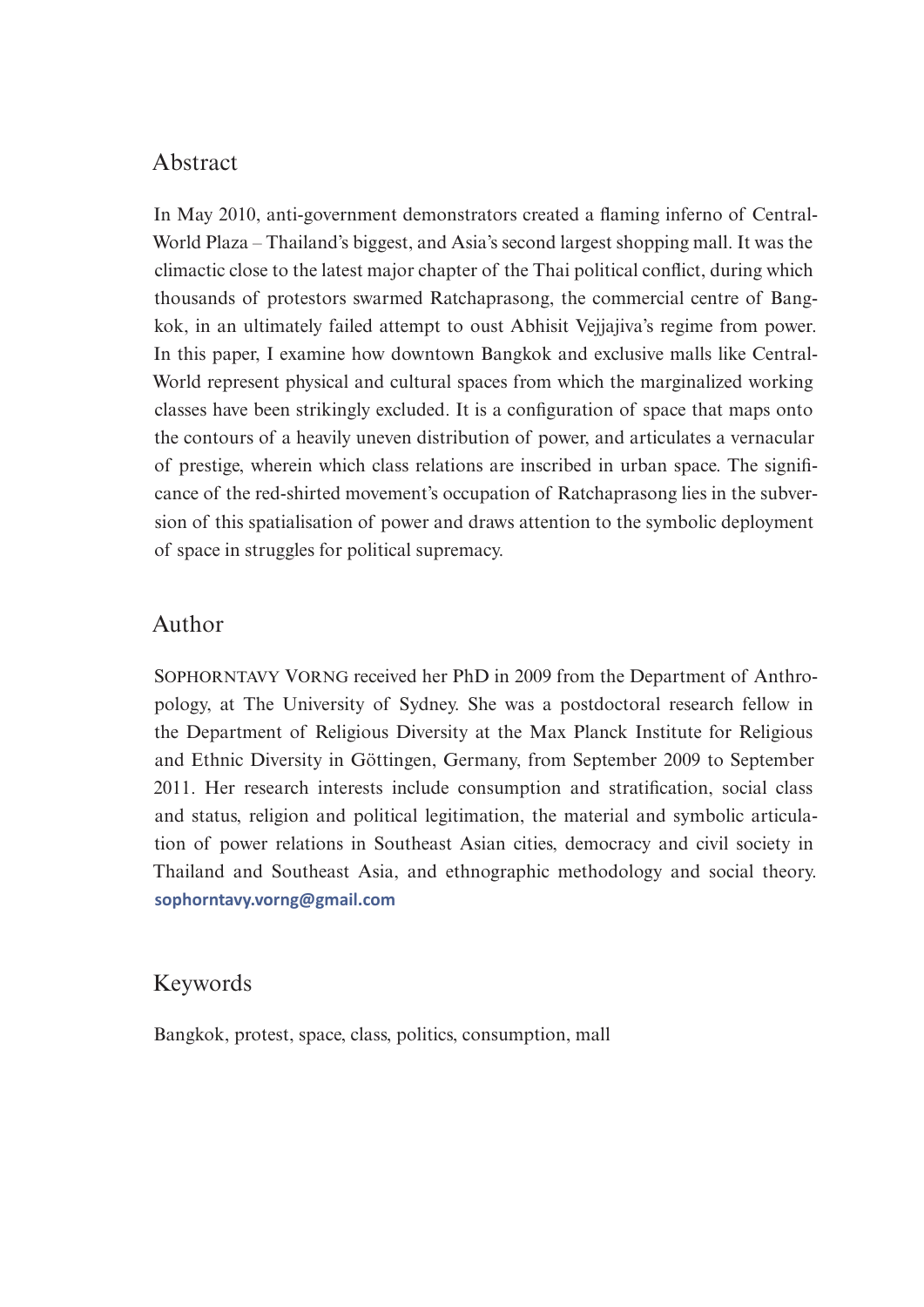## Abstract

In May 2010, anti-government demonstrators created a flaming inferno of CentralWorld Plaza – Thailand's biggest, and Asia's second largest shopping mall. It was the climactic close to the latest major chapter of the Thai political conflict, during which thousands of protestors swarmed Ratchaprasong, the commercial centre of Bangkok, in an ultimately failed attempt to oust Abhisit Vejjajiva's regime from power. In this paper, I examine how downtown Bangkok and exclusive malls like CentralWorld represent physical and cultural spaces from which the marginalized working classes have been strikingly excluded. It is a configuration of space that maps onto the contours of a heavily uneven distribution of power, and articulates a vernacular of prestige, wherein which class relations are inscribed in urban space. The significance of the red-shirted movement's occupation of Ratchaprasong lies in the subversion of this spatialisation of power and draws attention to the symbolic deployment of space in struggles for political supremacy.

## Author

SOPHORNTAVY VORNG received her PhD in 2009 from the Department of Anthropology, at The University of Sydney. She was a postdoctoral research fellow in the Department of Religious Diversity at the Max Planck Institute for Religious and Ethnic Diversity in Göttingen, Germany, from September 2009 to September 2011. Her research interests include consumption and stratification, social class and status, religion and political legitimation, the material and symbolic articulation of power relations in Southeast Asian cities, democracy and civil society in Thailand and Southeast Asia, and ethnographic methodology and social theory. **sophorntavy.vorng@gmail.com**

## Keywords

Bangkok, protest, space, class, politics, consumption, mall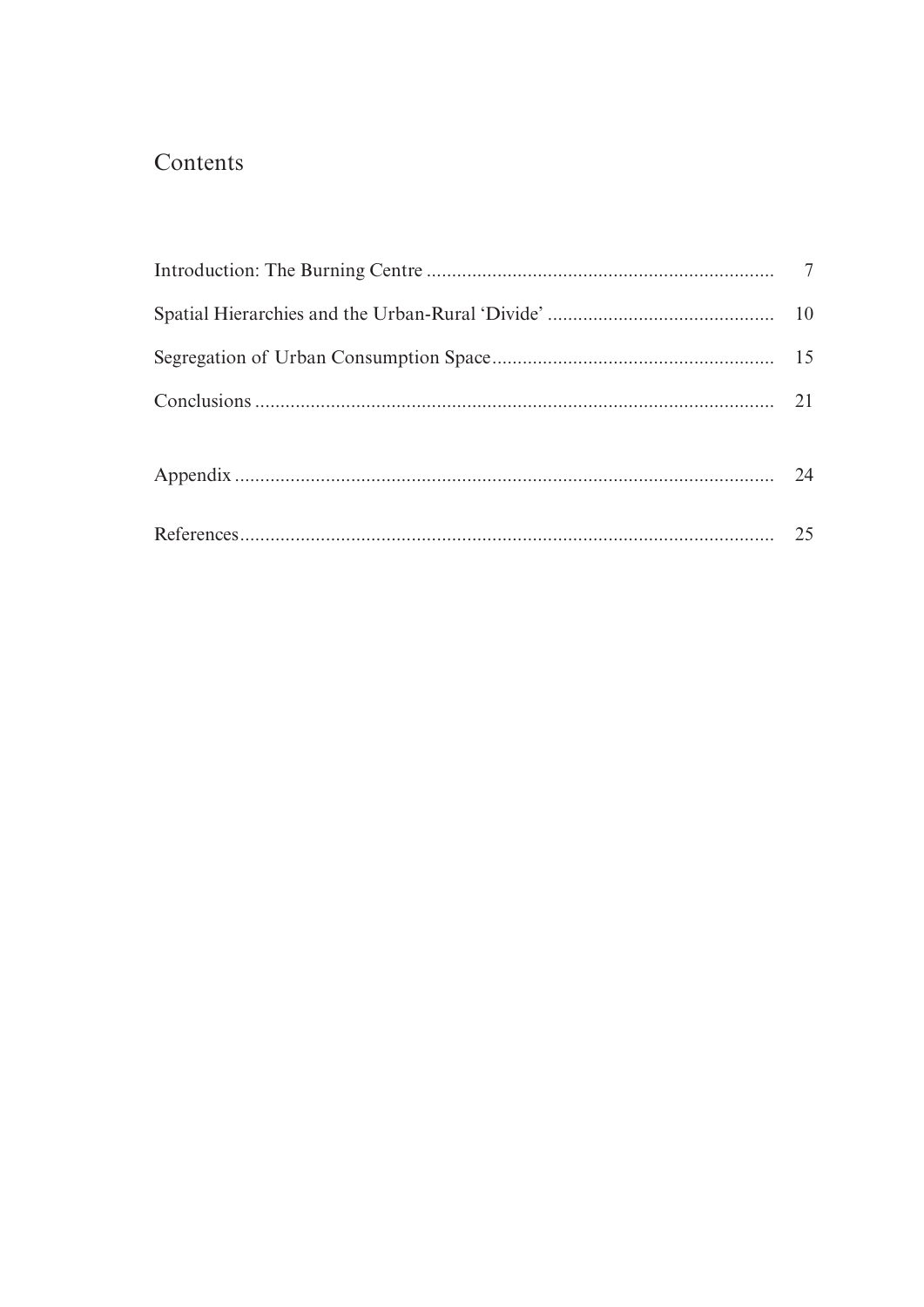# Contents

| | |
|---|---|
| Introduction: The Burning Centre | 7 |
| Spatial Hierarchies and the Urban-Rural 'Divide' | 10 |
| Segregation of Urban Consumption Space | 15 |
| Conclusions | 21 |
| Appendix | 24 |
| References | 25 |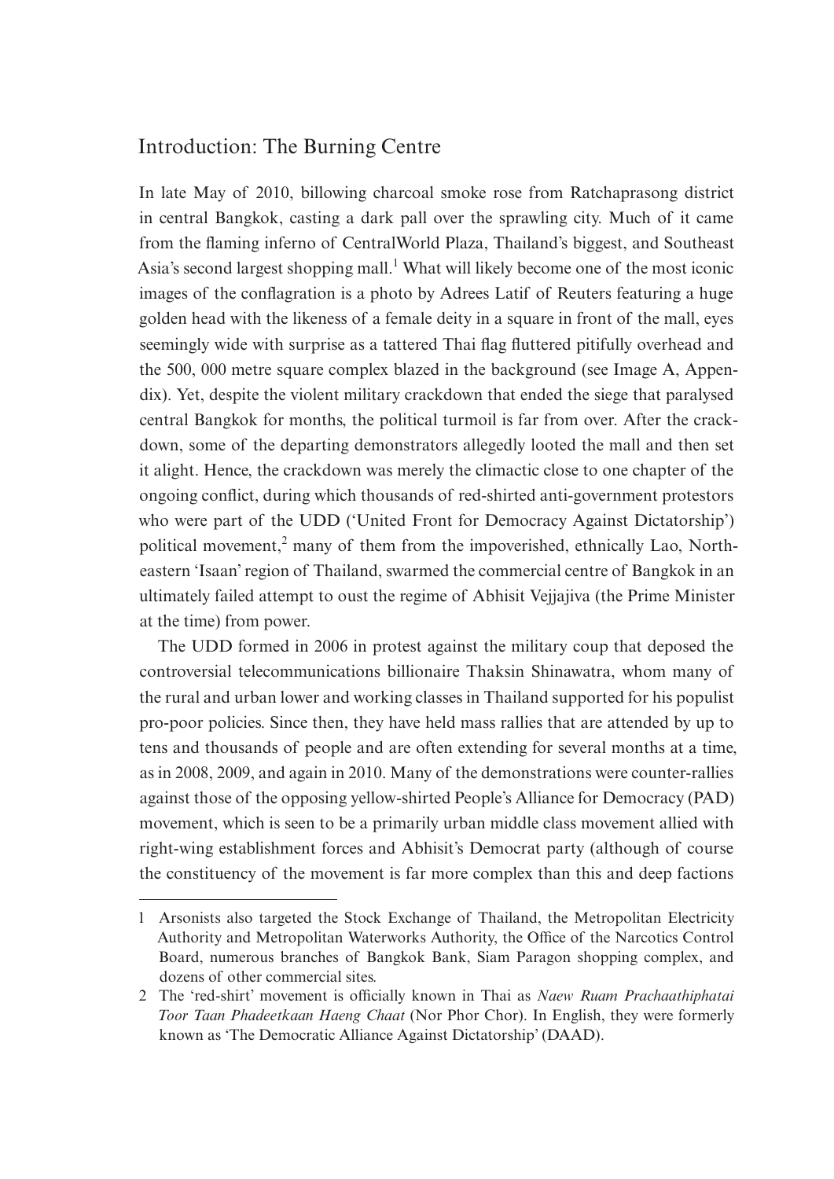## Introduction: The Burning Centre

In late May of 2010, billowing charcoal smoke rose from Ratchaprasong district in central Bangkok, casting a dark pall over the sprawling city. Much of it came from the flaming inferno of CentralWorld Plaza, Thailand's biggest, and Southeast Asia's second largest shopping mall.[1] What will likely become one of the most iconic images of the conflagration is a photo by Adrees Latif of Reuters featuring a huge golden head with the likeness of a female deity in a square in front of the mall, eyes seemingly wide with surprise as a tattered Thai flag fluttered pitifully overhead and the 500, 000 metre square complex blazed in the background (see Image A, Appendix). Yet, despite the violent military crackdown that ended the siege that paralysed central Bangkok for months, the political turmoil is far from over. After the crackdown, some of the departing demonstrators allegedly looted the mall and then set it alight. Hence, the crackdown was merely the climactic close to one chapter of the ongoing conflict, during which thousands of red-shirted anti-government protestors who were part of the UDD ('United Front for Democracy Against Dictatorship') political movement,[2] many of them from the impoverished, ethnically Lao, Northeastern 'Isaan' region of Thailand, swarmed the commercial centre of Bangkok in an ultimately failed attempt to oust the regime of Abhisit Vejjajiva (the Prime Minister at the time) from power.

The UDD formed in 2006 in protest against the military coup that deposed the controversial telecommunications billionaire Thaksin Shinawatra, whom many of the rural and urban lower and working classes in Thailand supported for his populist pro-poor policies. Since then, they have held mass rallies that are attended by up to tens and thousands of people and are often extending for several months at a time, as in 2008, 2009, and again in 2010. Many of the demonstrations were counter-rallies against those of the opposing yellow-shirted People's Alliance for Democracy (PAD) movement, which is seen to be a primarily urban middle class movement allied with right-wing establishment forces and Abhisit's Democrat party (although of course the constituency of the movement is far more complex than this and deep factions

---

1 Arsonists also targeted the Stock Exchange of Thailand, the Metropolitan Electricity Authority and Metropolitan Waterworks Authority, the Office of the Narcotics Control Board, numerous branches of Bangkok Bank, Siam Paragon shopping complex, and dozens of other commercial sites.

2 The 'red-shirt' movement is officially known in Thai as *Naew Ruam Prachaathiphatai Toor Taan Phadeetkaan Haeng Chaat* (Nor Phor Chor). In English, they were formerly known as 'The Democratic Alliance Against Dictatorship' (DAAD).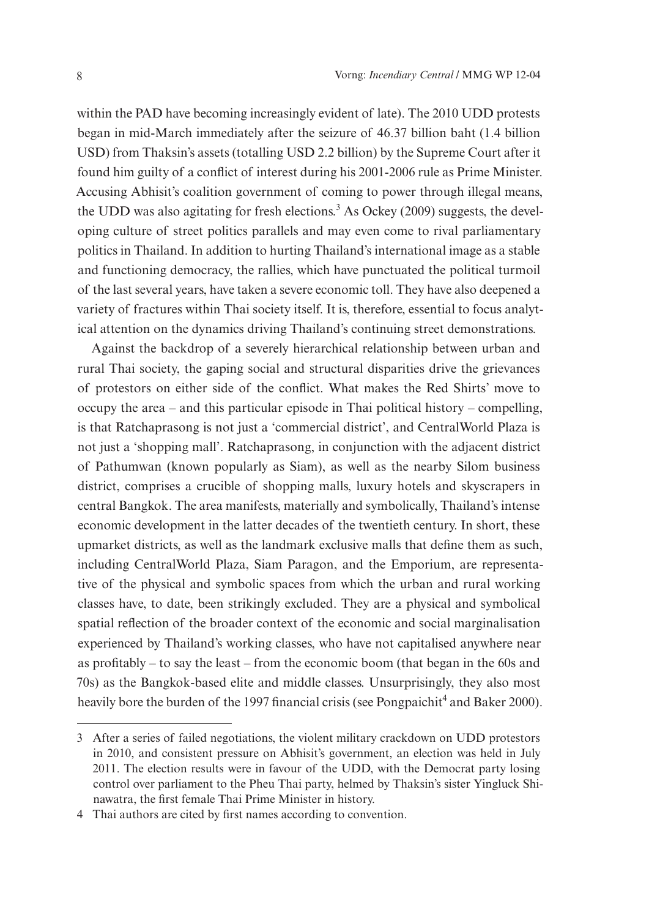within the PAD have becoming increasingly evident of late). The 2010 UDD protests began in mid-March immediately after the seizure of 46.37 billion baht (1.4 billion USD) from Thaksin's assets (totalling USD 2.2 billion) by the Supreme Court after it found him guilty of a conflict of interest during his 2001-2006 rule as Prime Minister. Accusing Abhisit's coalition government of coming to power through illegal means, the UDD was also agitating for fresh elections.[3] As Ockey (2009) suggests, the developing culture of street politics parallels and may even come to rival parliamentary politics in Thailand. In addition to hurting Thailand's international image as a stable and functioning democracy, the rallies, which have punctuated the political turmoil of the last several years, have taken a severe economic toll. They have also deepened a variety of fractures within Thai society itself. It is, therefore, essential to focus analytical attention on the dynamics driving Thailand's continuing street demonstrations.

Against the backdrop of a severely hierarchical relationship between urban and rural Thai society, the gaping social and structural disparities drive the grievances of protestors on either side of the conflict. What makes the Red Shirts' move to occupy the area – and this particular episode in Thai political history – compelling, is that Ratchaprasong is not just a 'commercial district', and CentralWorld Plaza is not just a 'shopping mall'. Ratchaprasong, in conjunction with the adjacent district of Pathumwan (known popularly as Siam), as well as the nearby Silom business district, comprises a crucible of shopping malls, luxury hotels and skyscrapers in central Bangkok. The area manifests, materially and symbolically, Thailand's intense economic development in the latter decades of the twentieth century. In short, these upmarket districts, as well as the landmark exclusive malls that define them as such, including CentralWorld Plaza, Siam Paragon, and the Emporium, are representative of the physical and symbolic spaces from which the urban and rural working classes have, to date, been strikingly excluded. They are a physical and symbolical spatial reflection of the broader context of the economic and social marginalisation experienced by Thailand's working classes, who have not capitalised anywhere near as profitably – to say the least – from the economic boom (that began in the 60s and 70s) as the Bangkok-based elite and middle classes. Unsurprisingly, they also most heavily bore the burden of the 1997 financial crisis (see Pongpaichit[4] and Baker 2000).

---

3 After a series of failed negotiations, the violent military crackdown on UDD protestors in 2010, and consistent pressure on Abhisit's government, an election was held in July 2011. The election results were in favour of the UDD, with the Democrat party losing control over parliament to the Pheu Thai party, helmed by Thaksin's sister Yingluck Shinawatra, the first female Thai Prime Minister in history.

4 Thai authors are cited by first names according to convention.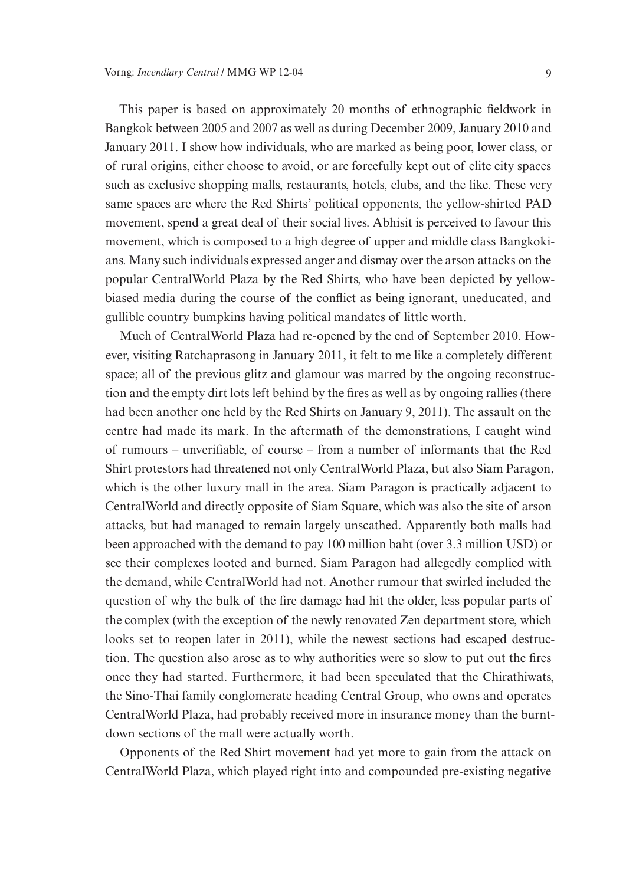This paper is based on approximately 20 months of ethnographic fieldwork in Bangkok between 2005 and 2007 as well as during December 2009, January 2010 and January 2011. I show how individuals, who are marked as being poor, lower class, or of rural origins, either choose to avoid, or are forcefully kept out of elite city spaces such as exclusive shopping malls, restaurants, hotels, clubs, and the like. These very same spaces are where the Red Shirts' political opponents, the yellow-shirted PAD movement, spend a great deal of their social lives. Abhisit is perceived to favour this movement, which is composed to a high degree of upper and middle class Bangkokians. Many such individuals expressed anger and dismay over the arson attacks on the popular CentralWorld Plaza by the Red Shirts, who have been depicted by yellow-biased media during the course of the conflict as being ignorant, uneducated, and gullible country bumpkins having political mandates of little worth.

Much of CentralWorld Plaza had re-opened by the end of September 2010. However, visiting Ratchaprasong in January 2011, it felt to me like a completely different space; all of the previous glitz and glamour was marred by the ongoing reconstruction and the empty dirt lots left behind by the fires as well as by ongoing rallies (there had been another one held by the Red Shirts on January 9, 2011). The assault on the centre had made its mark. In the aftermath of the demonstrations, I caught wind of rumours – unverifiable, of course – from a number of informants that the Red Shirt protestors had threatened not only CentralWorld Plaza, but also Siam Paragon, which is the other luxury mall in the area. Siam Paragon is practically adjacent to CentralWorld and directly opposite of Siam Square, which was also the site of arson attacks, but had managed to remain largely unscathed. Apparently both malls had been approached with the demand to pay 100 million baht (over 3.3 million USD) or see their complexes looted and burned. Siam Paragon had allegedly complied with the demand, while CentralWorld had not. Another rumour that swirled included the question of why the bulk of the fire damage had hit the older, less popular parts of the complex (with the exception of the newly renovated Zen department store, which looks set to reopen later in 2011), while the newest sections had escaped destruction. The question also arose as to why authorities were so slow to put out the fires once they had started. Furthermore, it had been speculated that the Chirathiwats, the Sino-Thai family conglomerate heading Central Group, who owns and operates CentralWorld Plaza, had probably received more in insurance money than the burnt-down sections of the mall were actually worth.

Opponents of the Red Shirt movement had yet more to gain from the attack on CentralWorld Plaza, which played right into and compounded pre-existing negative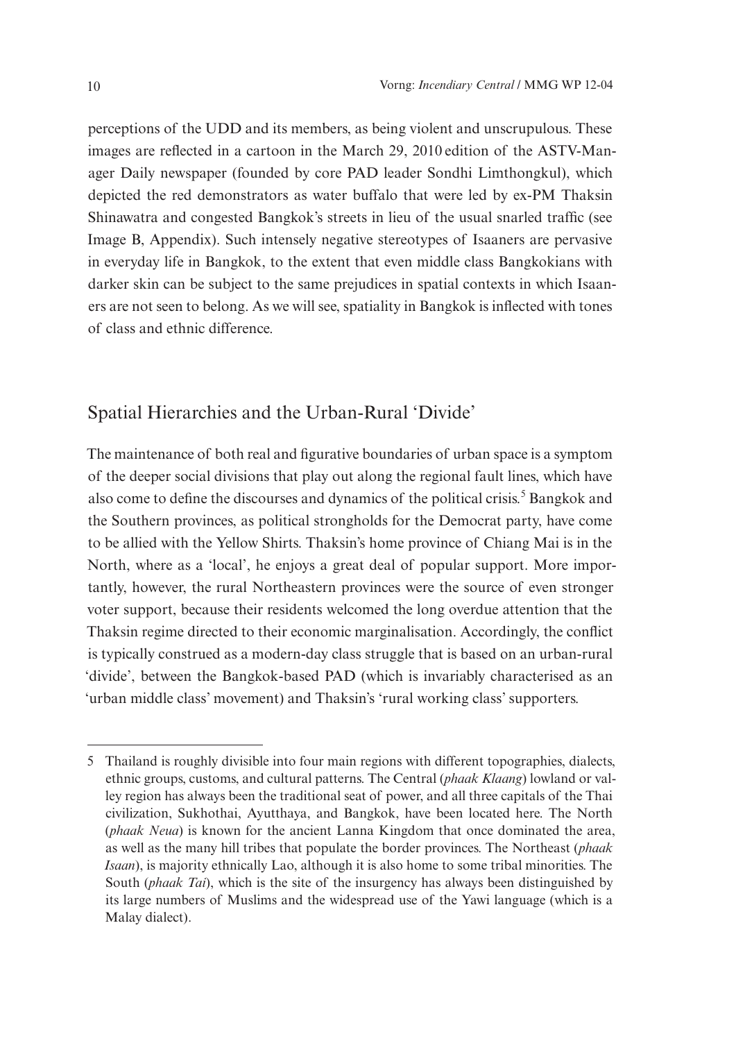perceptions of the UDD and its members, as being violent and unscrupulous. These images are reflected in a cartoon in the March 29, 2010 edition of the ASTV-Manager Daily newspaper (founded by core PAD leader Sondhi Limthongkul), which depicted the red demonstrators as water buffalo that were led by ex-PM Thaksin Shinawatra and congested Bangkok's streets in lieu of the usual snarled traffic (see Image B, Appendix). Such intensely negative stereotypes of Isaaners are pervasive in everyday life in Bangkok, to the extent that even middle class Bangkokians with darker skin can be subject to the same prejudices in spatial contexts in which Isaaners are not seen to belong. As we will see, spatiality in Bangkok is inflected with tones of class and ethnic difference.

## Spatial Hierarchies and the Urban-Rural 'Divide'

The maintenance of both real and figurative boundaries of urban space is a symptom of the deeper social divisions that play out along the regional fault lines, which have also come to define the discourses and dynamics of the political crisis.[5] Bangkok and the Southern provinces, as political strongholds for the Democrat party, have come to be allied with the Yellow Shirts. Thaksin's home province of Chiang Mai is in the North, where as a 'local', he enjoys a great deal of popular support. More importantly, however, the rural Northeastern provinces were the source of even stronger voter support, because their residents welcomed the long overdue attention that the Thaksin regime directed to their economic marginalisation. Accordingly, the conflict is typically construed as a modern-day class struggle that is based on an urban-rural 'divide', between the Bangkok-based PAD (which is invariably characterised as an 'urban middle class' movement) and Thaksin's 'rural working class' supporters.

---

5 Thailand is roughly divisible into four main regions with different topographies, dialects, ethnic groups, customs, and cultural patterns. The Central (*phaak Klaang*) lowland or valley region has always been the traditional seat of power, and all three capitals of the Thai civilization, Sukhothai, Ayutthaya, and Bangkok, have been located here. The North (*phaak Neua*) is known for the ancient Lanna Kingdom that once dominated the area, as well as the many hill tribes that populate the border provinces. The Northeast (*phaak Isaan*), is majority ethnically Lao, although it is also home to some tribal minorities. The South (*phaak Tai*), which is the site of the insurgency has always been distinguished by its large numbers of Muslims and the widespread use of the Yawi language (which is a Malay dialect).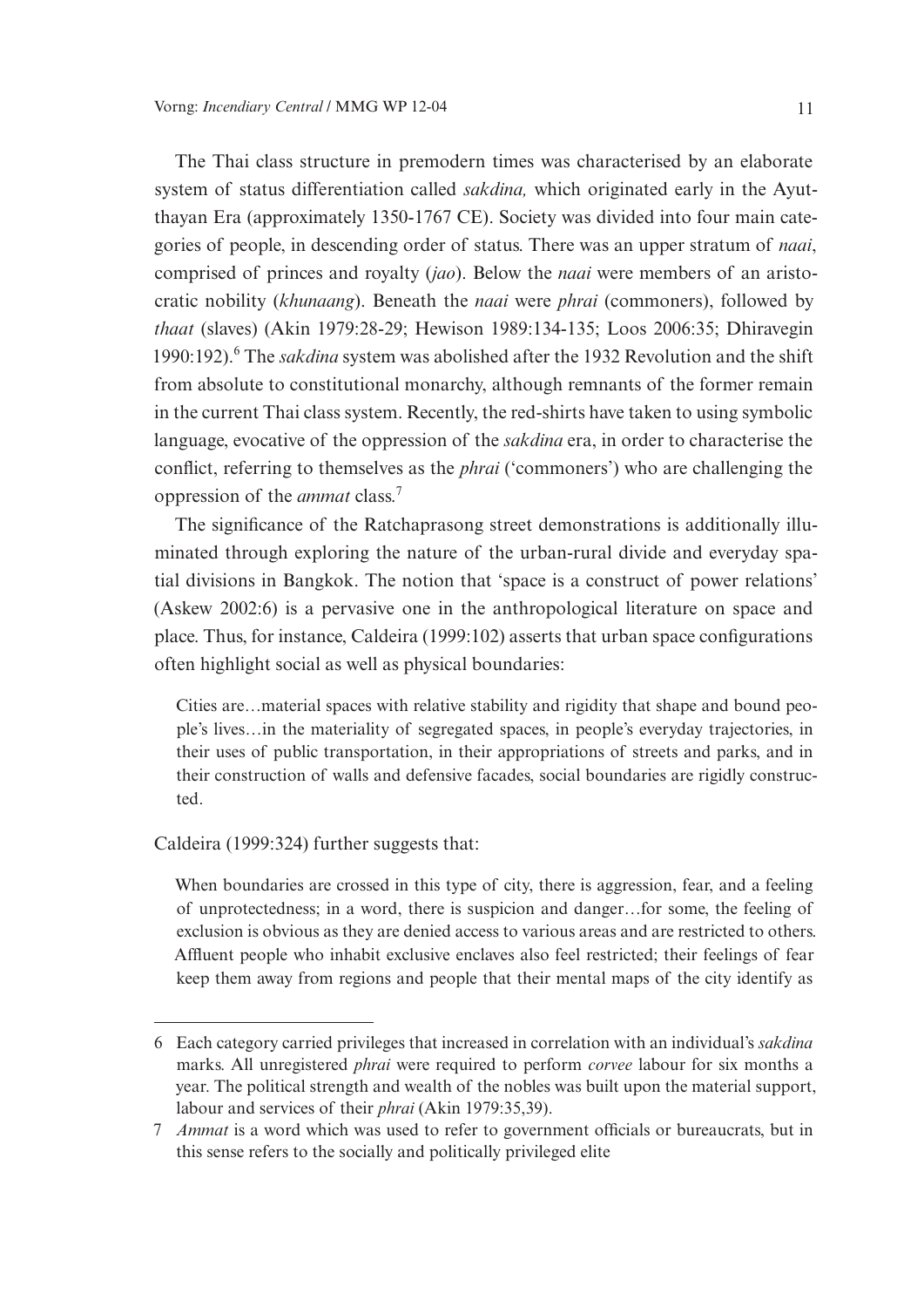The Thai class structure in premodern times was characterised by an elaborate system of status differentiation called *sakdina,* which originated early in the Ayutthayan Era (approximately 1350-1767 CE). Society was divided into four main categories of people, in descending order of status. There was an upper stratum of *naai*, comprised of princes and royalty (*jao*). Below the *naai* were members of an aristocratic nobility (*khunaang*). Beneath the *naai* were *phrai* (commoners), followed by *thaat* (slaves) (Akin 1979:28-29; Hewison 1989:134-135; Loos 2006:35; Dhiravegin 1990:192).[6] The *sakdina* system was abolished after the 1932 Revolution and the shift from absolute to constitutional monarchy, although remnants of the former remain in the current Thai class system. Recently, the red-shirts have taken to using symbolic language, evocative of the oppression of the *sakdina* era, in order to characterise the conflict, referring to themselves as the *phrai* ('commoners') who are challenging the oppression of the *ammat* class.[7]

The significance of the Ratchaprasong street demonstrations is additionally illuminated through exploring the nature of the urban-rural divide and everyday spatial divisions in Bangkok. The notion that 'space is a construct of power relations' (Askew 2002:6) is a pervasive one in the anthropological literature on space and place. Thus, for instance, Caldeira (1999:102) asserts that urban space configurations often highlight social as well as physical boundaries:

> Cities are…material spaces with relative stability and rigidity that shape and bound people's lives…in the materiality of segregated spaces, in people's everyday trajectories, in their uses of public transportation, in their appropriations of streets and parks, and in their construction of walls and defensive facades, social boundaries are rigidly constructed.

Caldeira (1999:324) further suggests that:

> When boundaries are crossed in this type of city, there is aggression, fear, and a feeling of unprotectedness; in a word, there is suspicion and danger…for some, the feeling of exclusion is obvious as they are denied access to various areas and are restricted to others. Affluent people who inhabit exclusive enclaves also feel restricted; their feelings of fear keep them away from regions and people that their mental maps of the city identify as

---

6 Each category carried privileges that increased in correlation with an individual's *sakdina* marks. All unregistered *phrai* were required to perform *corvee* labour for six months a year. The political strength and wealth of the nobles was built upon the material support, labour and services of their *phrai* (Akin 1979:35,39).

7 *Ammat* is a word which was used to refer to government officials or bureaucrats, but in this sense refers to the socially and politically privileged elite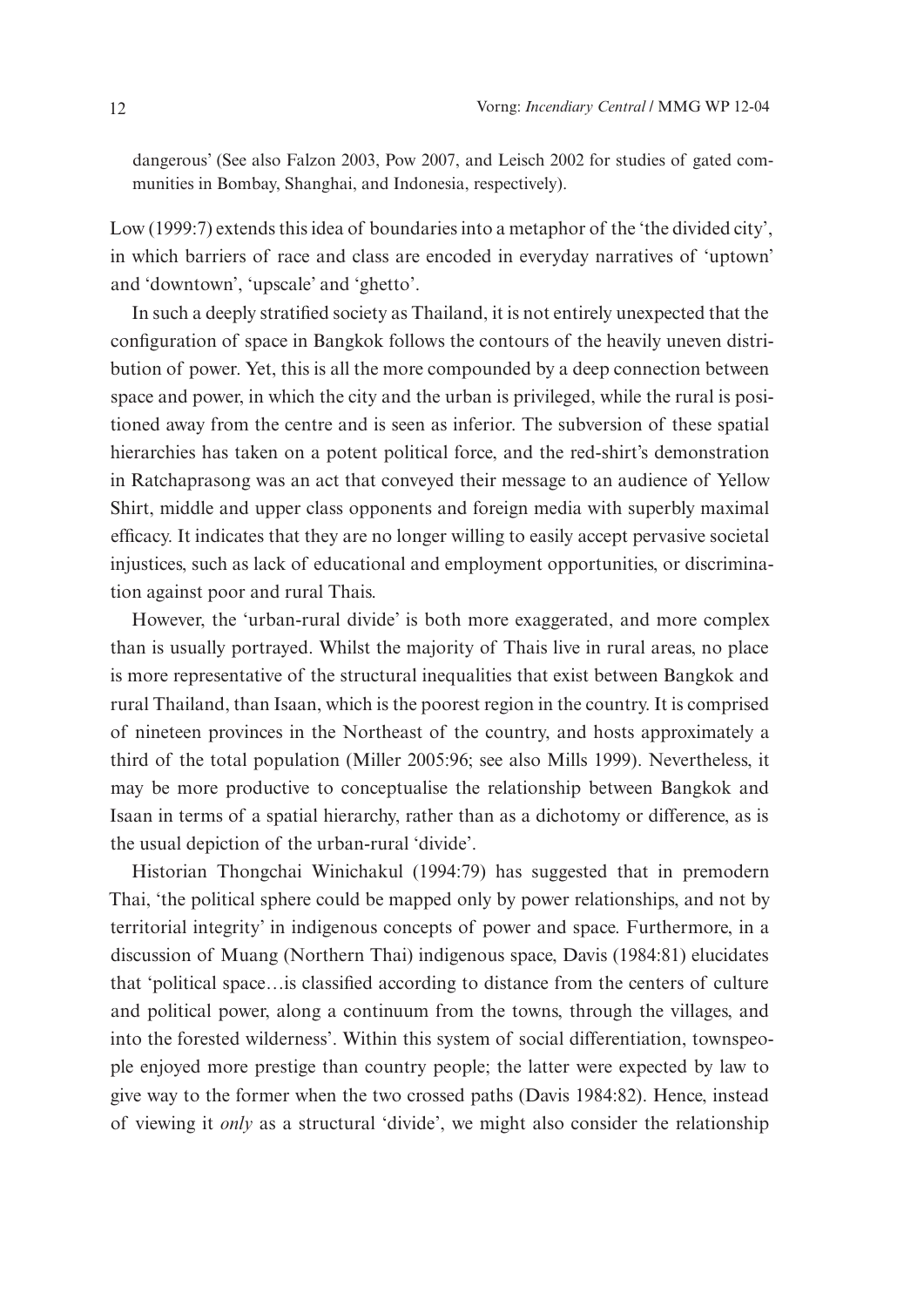dangerous' (See also Falzon 2003, Pow 2007, and Leisch 2002 for studies of gated communities in Bombay, Shanghai, and Indonesia, respectively).

Low (1999:7) extends this idea of boundaries into a metaphor of the 'the divided city', in which barriers of race and class are encoded in everyday narratives of 'uptown' and 'downtown', 'upscale' and 'ghetto'.

In such a deeply stratified society as Thailand, it is not entirely unexpected that the configuration of space in Bangkok follows the contours of the heavily uneven distribution of power. Yet, this is all the more compounded by a deep connection between space and power, in which the city and the urban is privileged, while the rural is positioned away from the centre and is seen as inferior. The subversion of these spatial hierarchies has taken on a potent political force, and the red-shirt's demonstration in Ratchaprasong was an act that conveyed their message to an audience of Yellow Shirt, middle and upper class opponents and foreign media with superbly maximal efficacy. It indicates that they are no longer willing to easily accept pervasive societal injustices, such as lack of educational and employment opportunities, or discrimination against poor and rural Thais.

However, the 'urban-rural divide' is both more exaggerated, and more complex than is usually portrayed. Whilst the majority of Thais live in rural areas, no place is more representative of the structural inequalities that exist between Bangkok and rural Thailand, than Isaan, which is the poorest region in the country. It is comprised of nineteen provinces in the Northeast of the country, and hosts approximately a third of the total population (Miller 2005:96; see also Mills 1999). Nevertheless, it may be more productive to conceptualise the relationship between Bangkok and Isaan in terms of a spatial hierarchy, rather than as a dichotomy or difference, as is the usual depiction of the urban-rural 'divide'.

Historian Thongchai Winichakul (1994:79) has suggested that in premodern Thai, 'the political sphere could be mapped only by power relationships, and not by territorial integrity' in indigenous concepts of power and space. Furthermore, in a discussion of Muang (Northern Thai) indigenous space, Davis (1984:81) elucidates that 'political space…is classified according to distance from the centers of culture and political power, along a continuum from the towns, through the villages, and into the forested wilderness'. Within this system of social differentiation, townspeople enjoyed more prestige than country people; the latter were expected by law to give way to the former when the two crossed paths (Davis 1984:82). Hence, instead of viewing it *only* as a structural 'divide', we might also consider the relationship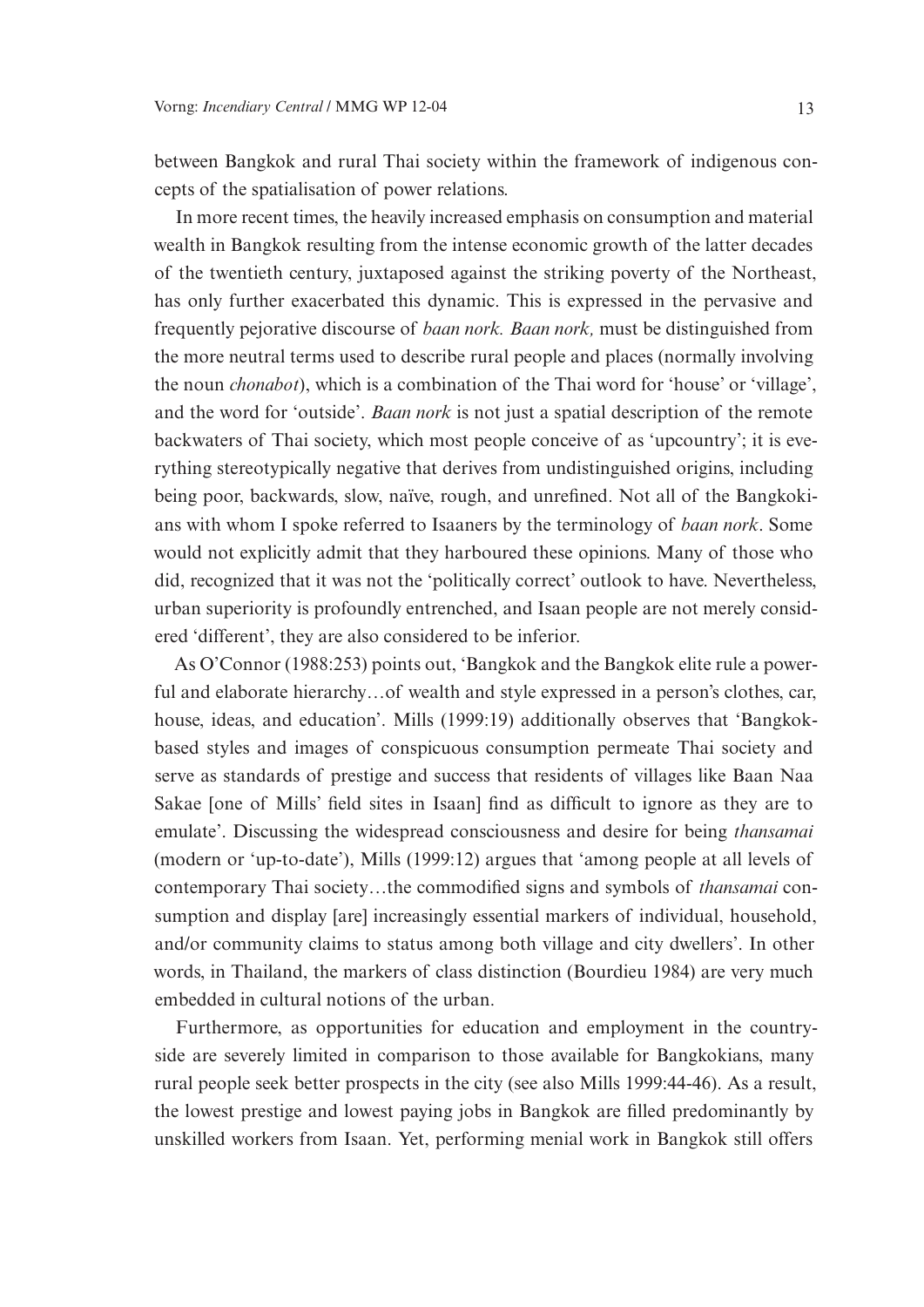between Bangkok and rural Thai society within the framework of indigenous concepts of the spatialisation of power relations.

In more recent times, the heavily increased emphasis on consumption and material wealth in Bangkok resulting from the intense economic growth of the latter decades of the twentieth century, juxtaposed against the striking poverty of the Northeast, has only further exacerbated this dynamic. This is expressed in the pervasive and frequently pejorative discourse of *baan nork. Baan nork,* must be distinguished from the more neutral terms used to describe rural people and places (normally involving the noun *chonabot*), which is a combination of the Thai word for 'house' or 'village', and the word for 'outside'. *Baan nork* is not just a spatial description of the remote backwaters of Thai society, which most people conceive of as 'upcountry'; it is everything stereotypically negative that derives from undistinguished origins, including being poor, backwards, slow, naïve, rough, and unrefined. Not all of the Bangkokians with whom I spoke referred to Isaaners by the terminology of *baan nork*. Some would not explicitly admit that they harboured these opinions. Many of those who did, recognized that it was not the 'politically correct' outlook to have. Nevertheless, urban superiority is profoundly entrenched, and Isaan people are not merely considered 'different', they are also considered to be inferior.

As O'Connor (1988:253) points out, 'Bangkok and the Bangkok elite rule a powerful and elaborate hierarchy…of wealth and style expressed in a person's clothes, car, house, ideas, and education'. Mills (1999:19) additionally observes that 'Bangkok-based styles and images of conspicuous consumption permeate Thai society and serve as standards of prestige and success that residents of villages like Baan Naa Sakae [one of Mills' field sites in Isaan] find as difficult to ignore as they are to emulate'. Discussing the widespread consciousness and desire for being *thansamai* (modern or 'up-to-date'), Mills (1999:12) argues that 'among people at all levels of contemporary Thai society…the commodified signs and symbols of *thansamai* consumption and display [are] increasingly essential markers of individual, household, and/or community claims to status among both village and city dwellers'. In other words, in Thailand, the markers of class distinction (Bourdieu 1984) are very much embedded in cultural notions of the urban.

Furthermore, as opportunities for education and employment in the countryside are severely limited in comparison to those available for Bangkokians, many rural people seek better prospects in the city (see also Mills 1999:44-46). As a result, the lowest prestige and lowest paying jobs in Bangkok are filled predominantly by unskilled workers from Isaan. Yet, performing menial work in Bangkok still offers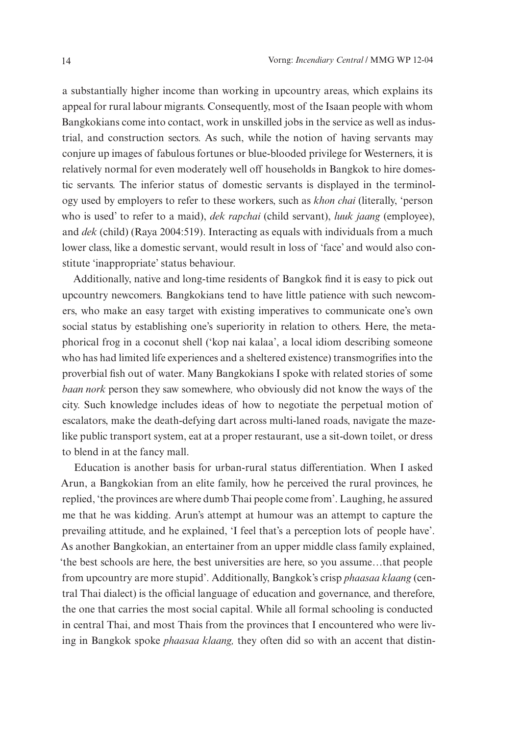a substantially higher income than working in upcountry areas, which explains its appeal for rural labour migrants. Consequently, most of the Isaan people with whom Bangkokians come into contact, work in unskilled jobs in the service as well as industrial, and construction sectors. As such, while the notion of having servants may conjure up images of fabulous fortunes or blue-blooded privilege for Westerners, it is relatively normal for even moderately well off households in Bangkok to hire domestic servants. The inferior status of domestic servants is displayed in the terminology used by employers to refer to these workers, such as *khon chai* (literally, 'person who is used' to refer to a maid), *dek rapchai* (child servant), *luuk jaang* (employee), and *dek* (child) (Raya 2004:519). Interacting as equals with individuals from a much lower class, like a domestic servant, would result in loss of 'face' and would also constitute 'inappropriate' status behaviour.

Additionally, native and long-time residents of Bangkok find it is easy to pick out upcountry newcomers. Bangkokians tend to have little patience with such newcomers, who make an easy target with existing imperatives to communicate one's own social status by establishing one's superiority in relation to others. Here, the metaphorical frog in a coconut shell ('kop nai kalaa', a local idiom describing someone who has had limited life experiences and a sheltered existence) transmogrifies into the proverbial fish out of water. Many Bangkokians I spoke with related stories of some *baan nork* person they saw somewhere*,* who obviously did not know the ways of the city. Such knowledge includes ideas of how to negotiate the perpetual motion of escalators, make the death-defying dart across multi-laned roads, navigate the maze-like public transport system, eat at a proper restaurant, use a sit-down toilet, or dress to blend in at the fancy mall.

Education is another basis for urban-rural status differentiation. When I asked Arun, a Bangkokian from an elite family, how he perceived the rural provinces, he replied, 'the provinces are where dumb Thai people come from'. Laughing, he assured me that he was kidding. Arun's attempt at humour was an attempt to capture the prevailing attitude, and he explained, 'I feel that's a perception lots of people have'. As another Bangkokian, an entertainer from an upper middle class family explained, 'the best schools are here, the best universities are here, so you assume…that people from upcountry are more stupid'. Additionally, Bangkok's crisp *phaasaa klaang* (central Thai dialect) is the official language of education and governance, and therefore, the one that carries the most social capital. While all formal schooling is conducted in central Thai, and most Thais from the provinces that I encountered who were living in Bangkok spoke *phaasaa klaang,* they often did so with an accent that distin-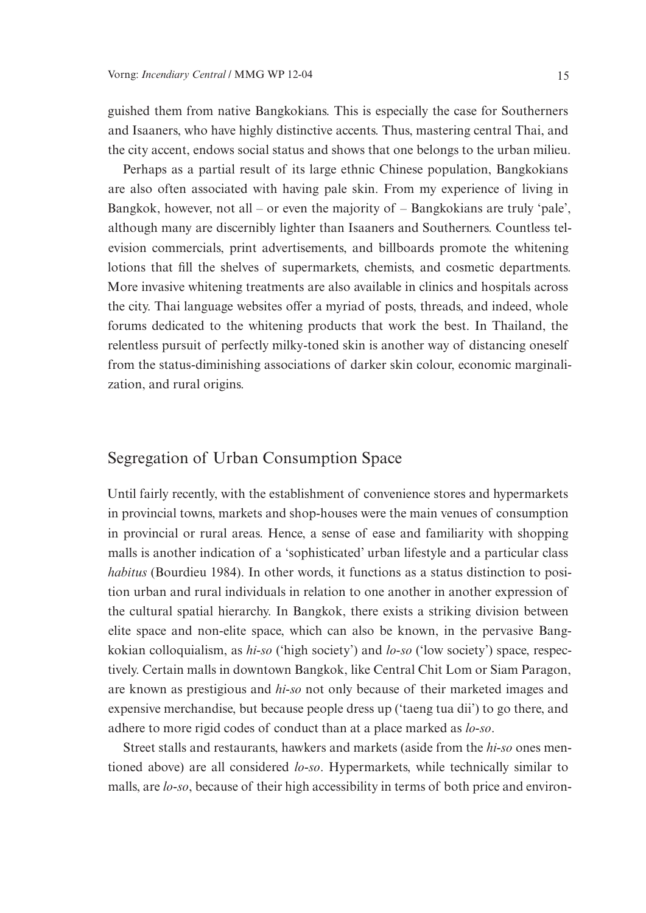guished them from native Bangkokians. This is especially the case for Southerners and Isaaners, who have highly distinctive accents. Thus, mastering central Thai, and the city accent, endows social status and shows that one belongs to the urban milieu.

Perhaps as a partial result of its large ethnic Chinese population, Bangkokians are also often associated with having pale skin. From my experience of living in Bangkok, however, not all – or even the majority of – Bangkokians are truly 'pale', although many are discernibly lighter than Isaaners and Southerners. Countless television commercials, print advertisements, and billboards promote the whitening lotions that fill the shelves of supermarkets, chemists, and cosmetic departments. More invasive whitening treatments are also available in clinics and hospitals across the city. Thai language websites offer a myriad of posts, threads, and indeed, whole forums dedicated to the whitening products that work the best. In Thailand, the relentless pursuit of perfectly milky-toned skin is another way of distancing oneself from the status-diminishing associations of darker skin colour, economic marginalization, and rural origins.

## Segregation of Urban Consumption Space

Until fairly recently, with the establishment of convenience stores and hypermarkets in provincial towns, markets and shop-houses were the main venues of consumption in provincial or rural areas. Hence, a sense of ease and familiarity with shopping malls is another indication of a 'sophisticated' urban lifestyle and a particular class *habitus* (Bourdieu 1984). In other words, it functions as a status distinction to position urban and rural individuals in relation to one another in another expression of the cultural spatial hierarchy. In Bangkok, there exists a striking division between elite space and non-elite space, which can also be known, in the pervasive Bangkokian colloquialism, as *hi-so* ('high society') and *lo-so* ('low society') space, respectively. Certain malls in downtown Bangkok, like Central Chit Lom or Siam Paragon, are known as prestigious and *hi-so* not only because of their marketed images and expensive merchandise, but because people dress up ('taeng tua dii') to go there, and adhere to more rigid codes of conduct than at a place marked as *lo-so*.

Street stalls and restaurants, hawkers and markets (aside from the *hi-so* ones mentioned above) are all considered *lo-so*. Hypermarkets, while technically similar to malls, are *lo-so*, because of their high accessibility in terms of both price and environ-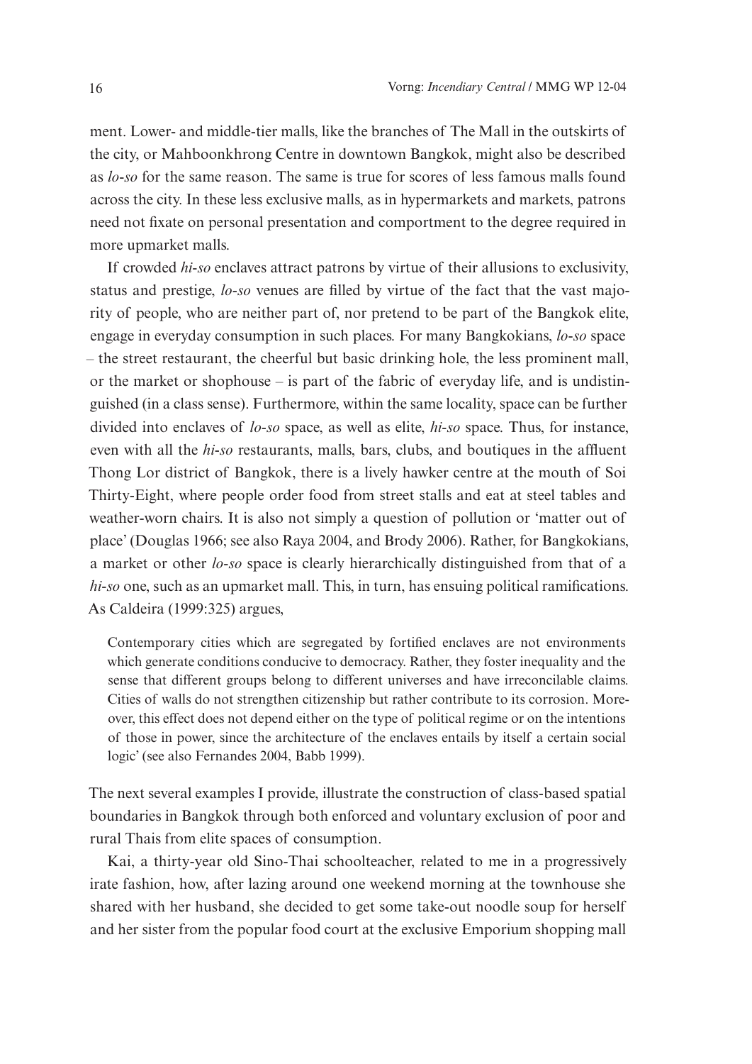ment. Lower- and middle-tier malls, like the branches of The Mall in the outskirts of the city, or Mahboonkhrong Centre in downtown Bangkok, might also be described as *lo-so* for the same reason. The same is true for scores of less famous malls found across the city. In these less exclusive malls, as in hypermarkets and markets, patrons need not fixate on personal presentation and comportment to the degree required in more upmarket malls.

If crowded *hi-so* enclaves attract patrons by virtue of their allusions to exclusivity, status and prestige, *lo-so* venues are filled by virtue of the fact that the vast majority of people, who are neither part of, nor pretend to be part of the Bangkok elite, engage in everyday consumption in such places. For many Bangkokians, *lo-so* space – the street restaurant, the cheerful but basic drinking hole, the less prominent mall, or the market or shophouse – is part of the fabric of everyday life, and is undistinguished (in a class sense). Furthermore, within the same locality, space can be further divided into enclaves of *lo-so* space, as well as elite, *hi-so* space. Thus, for instance, even with all the *hi-so* restaurants, malls, bars, clubs, and boutiques in the affluent Thong Lor district of Bangkok, there is a lively hawker centre at the mouth of Soi Thirty-Eight, where people order food from street stalls and eat at steel tables and weather-worn chairs. It is also not simply a question of pollution or 'matter out of place' (Douglas 1966; see also Raya 2004, and Brody 2006). Rather, for Bangkokians, a market or other *lo-so* space is clearly hierarchically distinguished from that of a *hi-so* one, such as an upmarket mall. This, in turn, has ensuing political ramifications. As Caldeira (1999:325) argues,

> Contemporary cities which are segregated by fortified enclaves are not environments which generate conditions conducive to democracy. Rather, they foster inequality and the sense that different groups belong to different universes and have irreconcilable claims. Cities of walls do not strengthen citizenship but rather contribute to its corrosion. Moreover, this effect does not depend either on the type of political regime or on the intentions of those in power, since the architecture of the enclaves entails by itself a certain social logic' (see also Fernandes 2004, Babb 1999).

The next several examples I provide, illustrate the construction of class-based spatial boundaries in Bangkok through both enforced and voluntary exclusion of poor and rural Thais from elite spaces of consumption.

Kai, a thirty-year old Sino-Thai schoolteacher, related to me in a progressively irate fashion, how, after lazing around one weekend morning at the townhouse she shared with her husband, she decided to get some take-out noodle soup for herself and her sister from the popular food court at the exclusive Emporium shopping mall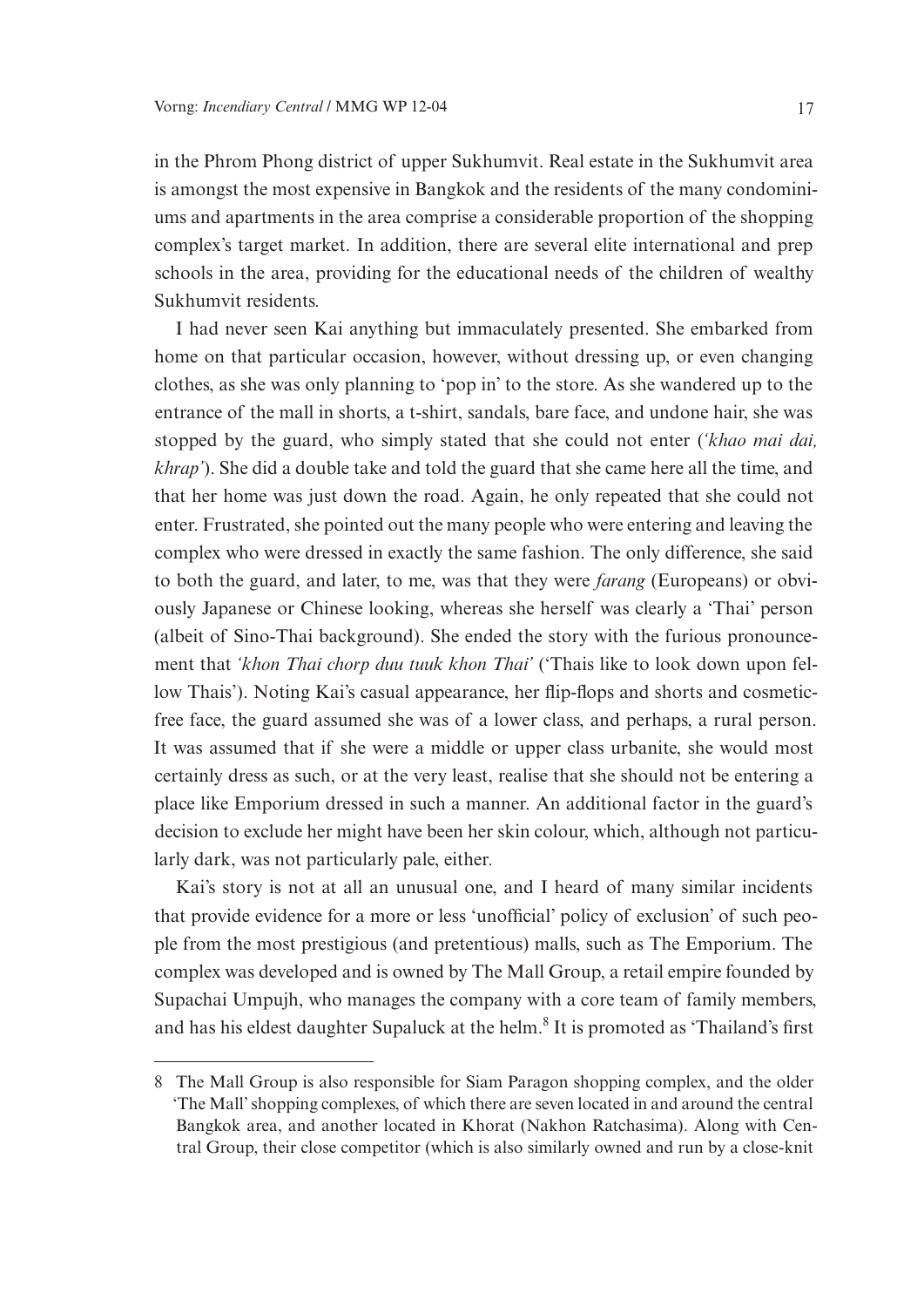in the Phrom Phong district of upper Sukhumvit. Real estate in the Sukhumvit area is amongst the most expensive in Bangkok and the residents of the many condominiums and apartments in the area comprise a considerable proportion of the shopping complex's target market. In addition, there are several elite international and prep schools in the area, providing for the educational needs of the children of wealthy Sukhumvit residents.

I had never seen Kai anything but immaculately presented. She embarked from home on that particular occasion, however, without dressing up, or even changing clothes, as she was only planning to 'pop in' to the store. As she wandered up to the entrance of the mall in shorts, a t-shirt, sandals, bare face, and undone hair, she was stopped by the guard, who simply stated that she could not enter (*'khao mai dai, khrap'*). She did a double take and told the guard that she came here all the time, and that her home was just down the road. Again, he only repeated that she could not enter. Frustrated, she pointed out the many people who were entering and leaving the complex who were dressed in exactly the same fashion. The only difference, she said to both the guard, and later, to me, was that they were *farang* (Europeans) or obviously Japanese or Chinese looking, whereas she herself was clearly a 'Thai' person (albeit of Sino-Thai background). She ended the story with the furious pronouncement that *'khon Thai chorp duu tuuk khon Thai'* ('Thais like to look down upon fellow Thais'). Noting Kai's casual appearance, her flip-flops and shorts and cosmetic-free face, the guard assumed she was of a lower class, and perhaps, a rural person. It was assumed that if she were a middle or upper class urbanite, she would most certainly dress as such, or at the very least, realise that she should not be entering a place like Emporium dressed in such a manner. An additional factor in the guard's decision to exclude her might have been her skin colour, which, although not particularly dark, was not particularly pale, either.

Kai's story is not at all an unusual one, and I heard of many similar incidents that provide evidence for a more or less 'unofficial' policy of exclusion' of such people from the most prestigious (and pretentious) malls, such as The Emporium. The complex was developed and is owned by The Mall Group, a retail empire founded by Supachai Umpujh, who manages the company with a core team of family members, and has his eldest daughter Supaluck at the helm.[8] It is promoted as 'Thailand's first

---

8 The Mall Group is also responsible for Siam Paragon shopping complex, and the older 'The Mall' shopping complexes, of which there are seven located in and around the central Bangkok area, and another located in Khorat (Nakhon Ratchasima). Along with Central Group, their close competitor (which is also similarly owned and run by a close-knit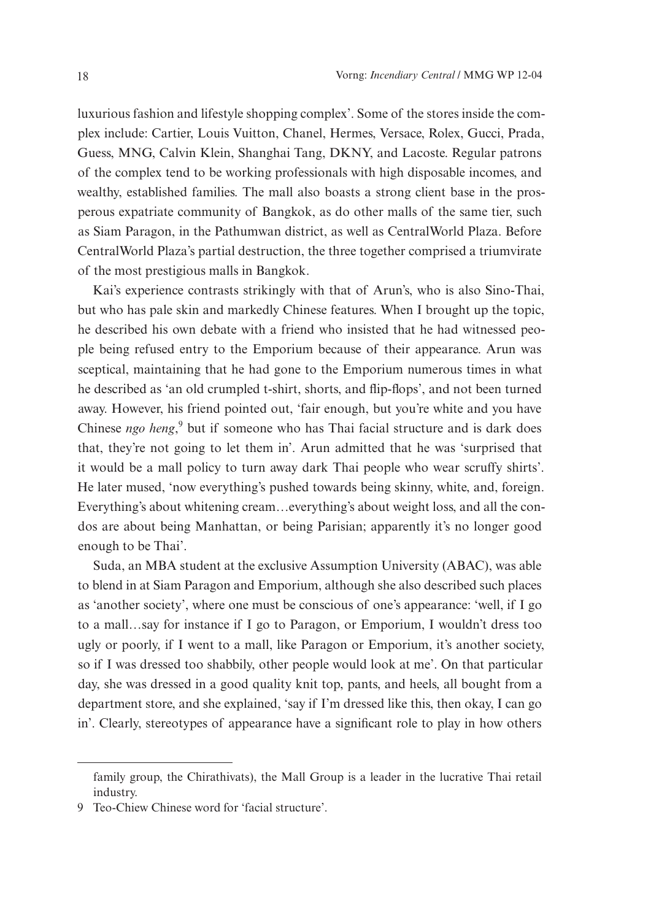luxurious fashion and lifestyle shopping complex'. Some of the stores inside the complex include: Cartier, Louis Vuitton, Chanel, Hermes, Versace, Rolex, Gucci, Prada, Guess, MNG, Calvin Klein, Shanghai Tang, DKNY, and Lacoste. Regular patrons of the complex tend to be working professionals with high disposable incomes, and wealthy, established families. The mall also boasts a strong client base in the prosperous expatriate community of Bangkok, as do other malls of the same tier, such as Siam Paragon, in the Pathumwan district, as well as CentralWorld Plaza. Before CentralWorld Plaza's partial destruction, the three together comprised a triumvirate of the most prestigious malls in Bangkok.

Kai's experience contrasts strikingly with that of Arun's, who is also Sino-Thai, but who has pale skin and markedly Chinese features. When I brought up the topic, he described his own debate with a friend who insisted that he had witnessed people being refused entry to the Emporium because of their appearance. Arun was sceptical, maintaining that he had gone to the Emporium numerous times in what he described as 'an old crumpled t-shirt, shorts, and flip-flops', and not been turned away. However, his friend pointed out, 'fair enough, but you're white and you have Chinese *ngo heng*,[9] but if someone who has Thai facial structure and is dark does that, they're not going to let them in'. Arun admitted that he was 'surprised that it would be a mall policy to turn away dark Thai people who wear scruffy shirts'. He later mused, 'now everything's pushed towards being skinny, white, and, foreign. Everything's about whitening cream…everything's about weight loss, and all the condos are about being Manhattan, or being Parisian; apparently it's no longer good enough to be Thai'.

Suda, an MBA student at the exclusive Assumption University (ABAC), was able to blend in at Siam Paragon and Emporium, although she also described such places as 'another society', where one must be conscious of one's appearance: 'well, if I go to a mall…say for instance if I go to Paragon, or Emporium, I wouldn't dress too ugly or poorly, if I went to a mall, like Paragon or Emporium, it's another society, so if I was dressed too shabbily, other people would look at me'. On that particular day, she was dressed in a good quality knit top, pants, and heels, all bought from a department store, and she explained, 'say if I'm dressed like this, then okay, I can go in'. Clearly, stereotypes of appearance have a significant role to play in how others

---

family group, the Chirathivats), the Mall Group is a leader in the lucrative Thai retail industry.

9 Teo-Chiew Chinese word for 'facial structure'.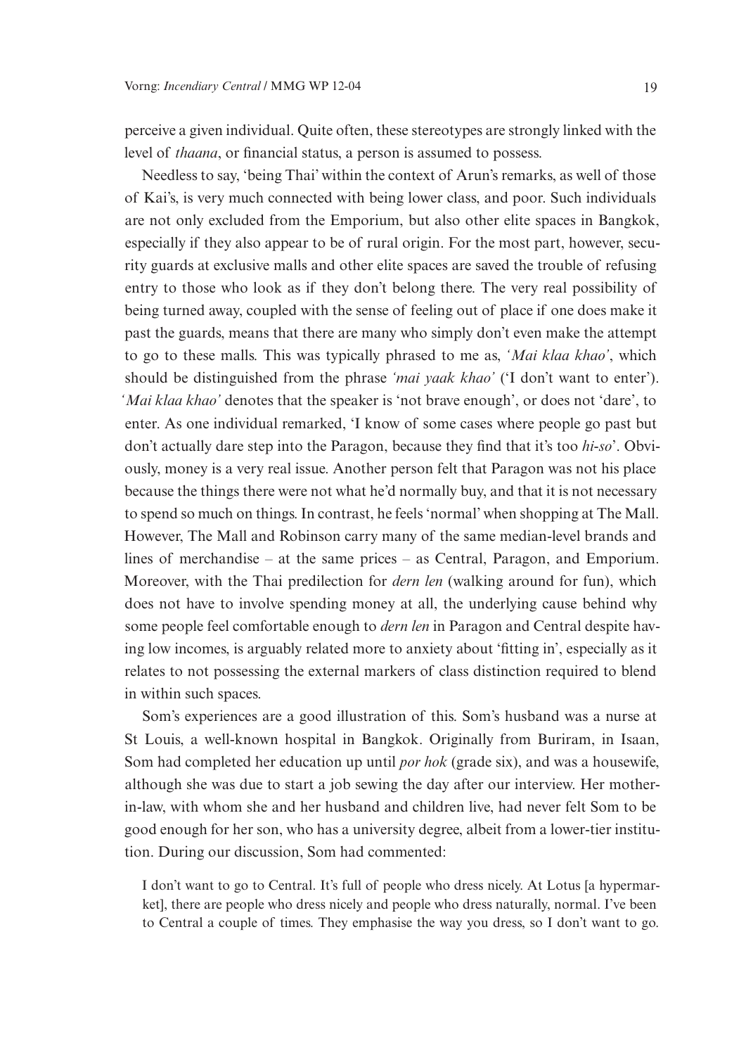perceive a given individual. Quite often, these stereotypes are strongly linked with the level of *thaana*, or financial status, a person is assumed to possess.

Needless to say, 'being Thai' within the context of Arun's remarks, as well of those of Kai's, is very much connected with being lower class, and poor. Such individuals are not only excluded from the Emporium, but also other elite spaces in Bangkok, especially if they also appear to be of rural origin. For the most part, however, security guards at exclusive malls and other elite spaces are saved the trouble of refusing entry to those who look as if they don't belong there. The very real possibility of being turned away, coupled with the sense of feeling out of place if one does make it past the guards, means that there are many who simply don't even make the attempt to go to these malls. This was typically phrased to me as, *'Mai klaa khao'*, which should be distinguished from the phrase *'mai yaak khao'* ('I don't want to enter'). *'Mai klaa khao'* denotes that the speaker is 'not brave enough', or does not 'dare', to enter. As one individual remarked, 'I know of some cases where people go past but don't actually dare step into the Paragon, because they find that it's too *hi-so*'. Obviously, money is a very real issue. Another person felt that Paragon was not his place because the things there were not what he'd normally buy, and that it is not necessary to spend so much on things. In contrast, he feels 'normal' when shopping at The Mall. However, The Mall and Robinson carry many of the same median-level brands and lines of merchandise – at the same prices – as Central, Paragon, and Emporium. Moreover, with the Thai predilection for *dern len* (walking around for fun), which does not have to involve spending money at all, the underlying cause behind why some people feel comfortable enough to *dern len* in Paragon and Central despite having low incomes, is arguably related more to anxiety about 'fitting in', especially as it relates to not possessing the external markers of class distinction required to blend in within such spaces.

Som's experiences are a good illustration of this. Som's husband was a nurse at St Louis, a well-known hospital in Bangkok. Originally from Buriram, in Isaan, Som had completed her education up until *por hok* (grade six), and was a housewife, although she was due to start a job sewing the day after our interview. Her mother-in-law, with whom she and her husband and children live, had never felt Som to be good enough for her son, who has a university degree, albeit from a lower-tier institution. During our discussion, Som had commented:

> I don't want to go to Central. It's full of people who dress nicely. At Lotus [a hypermarket], there are people who dress nicely and people who dress naturally, normal. I've been to Central a couple of times. They emphasise the way you dress, so I don't want to go.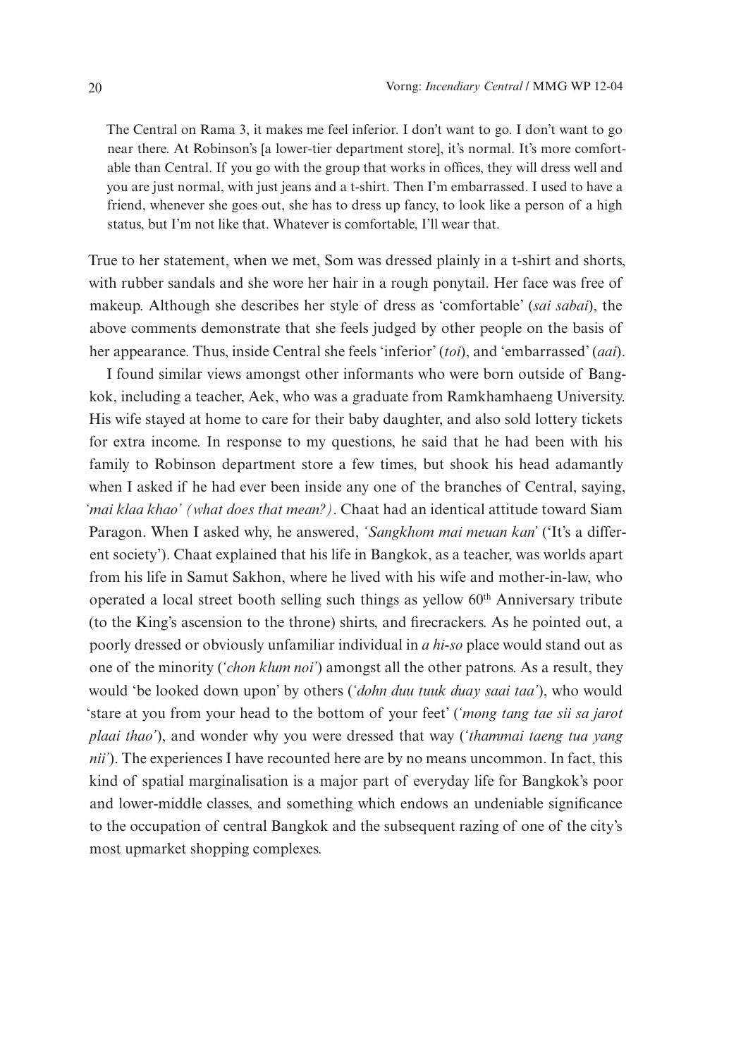> The Central on Rama 3, it makes me feel inferior. I don't want to go. I don't want to go near there. At Robinson's [a lower-tier department store], it's normal. It's more comfortable than Central. If you go with the group that works in offices, they will dress well and you are just normal, with just jeans and a t-shirt. Then I'm embarrassed. I used to have a friend, whenever she goes out, she has to dress up fancy, to look like a person of a high status, but I'm not like that. Whatever is comfortable, I'll wear that.

True to her statement, when we met, Som was dressed plainly in a t-shirt and shorts, with rubber sandals and she wore her hair in a rough ponytail. Her face was free of makeup. Although she describes her style of dress as 'comfortable' (*sai sabai*), the above comments demonstrate that she feels judged by other people on the basis of her appearance. Thus, inside Central she feels 'inferior' (*toi*), and 'embarrassed' (*aai*).

I found similar views amongst other informants who were born outside of Bangkok, including a teacher, Aek, who was a graduate from Ramkhamhaeng University. His wife stayed at home to care for their baby daughter, and also sold lottery tickets for extra income. In response to my questions, he said that he had been with his family to Robinson department store a few times, but shook his head adamantly when I asked if he had ever been inside any one of the branches of Central, saying, *'mai klaa khao' (what does that mean?)*. Chaat had an identical attitude toward Siam Paragon. When I asked why, he answered, *'Sangkhom mai meuan kan'* ('It's a different society'). Chaat explained that his life in Bangkok, as a teacher, was worlds apart from his life in Samut Sakhon, where he lived with his wife and mother-in-law, who operated a local street booth selling such things as yellow 60th Anniversary tribute (to the King's ascension to the throne) shirts, and firecrackers. As he pointed out, a poorly dressed or obviously unfamiliar individual in *a hi-so* place would stand out as one of the minority (*'chon klum noi'*) amongst all the other patrons. As a result, they would 'be looked down upon' by others (*'dohn duu tuuk duay saai taa'*), who would 'stare at you from your head to the bottom of your feet' (*'mong tang tae sii sa jarot plaai thao'*), and wonder why you were dressed that way (*'thammai taeng tua yang nii'*). The experiences I have recounted here are by no means uncommon. In fact, this kind of spatial marginalisation is a major part of everyday life for Bangkok's poor and lower-middle classes, and something which endows an undeniable significance to the occupation of central Bangkok and the subsequent razing of one of the city's most upmarket shopping complexes.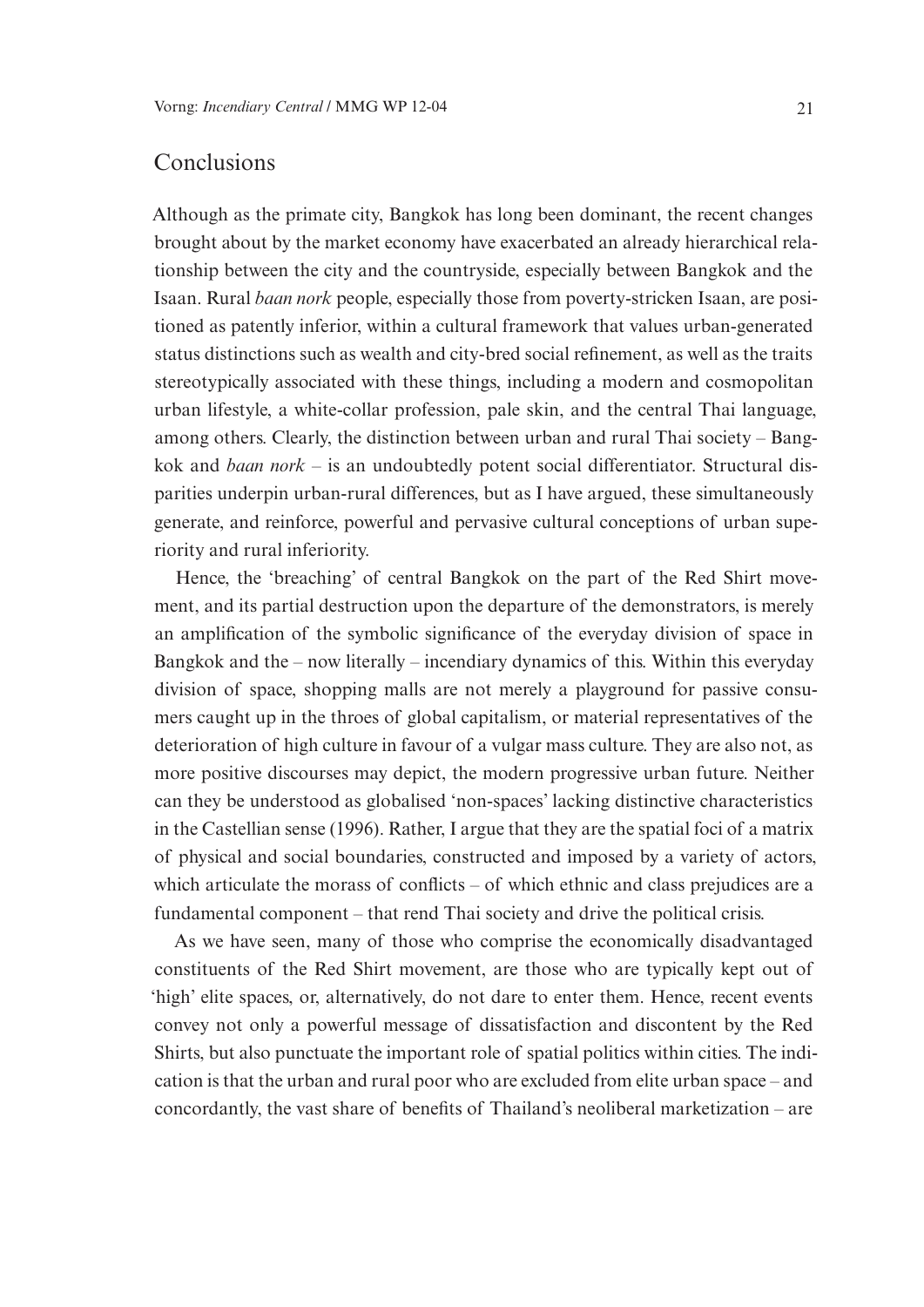## Conclusions

Although as the primate city, Bangkok has long been dominant, the recent changes brought about by the market economy have exacerbated an already hierarchical relationship between the city and the countryside, especially between Bangkok and the Isaan. Rural *baan nork* people, especially those from poverty-stricken Isaan, are positioned as patently inferior, within a cultural framework that values urban-generated status distinctions such as wealth and city-bred social refinement, as well as the traits stereotypically associated with these things, including a modern and cosmopolitan urban lifestyle, a white-collar profession, pale skin, and the central Thai language, among others. Clearly, the distinction between urban and rural Thai society – Bangkok and *baan nork* – is an undoubtedly potent social differentiator. Structural disparities underpin urban-rural differences, but as I have argued, these simultaneously generate, and reinforce, powerful and pervasive cultural conceptions of urban superiority and rural inferiority.

Hence, the 'breaching' of central Bangkok on the part of the Red Shirt movement, and its partial destruction upon the departure of the demonstrators, is merely an amplification of the symbolic significance of the everyday division of space in Bangkok and the – now literally – incendiary dynamics of this. Within this everyday division of space, shopping malls are not merely a playground for passive consumers caught up in the throes of global capitalism, or material representatives of the deterioration of high culture in favour of a vulgar mass culture. They are also not, as more positive discourses may depict, the modern progressive urban future. Neither can they be understood as globalised 'non-spaces' lacking distinctive characteristics in the Castellian sense (1996). Rather, I argue that they are the spatial foci of a matrix of physical and social boundaries, constructed and imposed by a variety of actors, which articulate the morass of conflicts – of which ethnic and class prejudices are a fundamental component – that rend Thai society and drive the political crisis.

As we have seen, many of those who comprise the economically disadvantaged constituents of the Red Shirt movement, are those who are typically kept out of 'high' elite spaces, or, alternatively, do not dare to enter them. Hence, recent events convey not only a powerful message of dissatisfaction and discontent by the Red Shirts, but also punctuate the important role of spatial politics within cities. The indication is that the urban and rural poor who are excluded from elite urban space – and concordantly, the vast share of benefits of Thailand's neoliberal marketization – are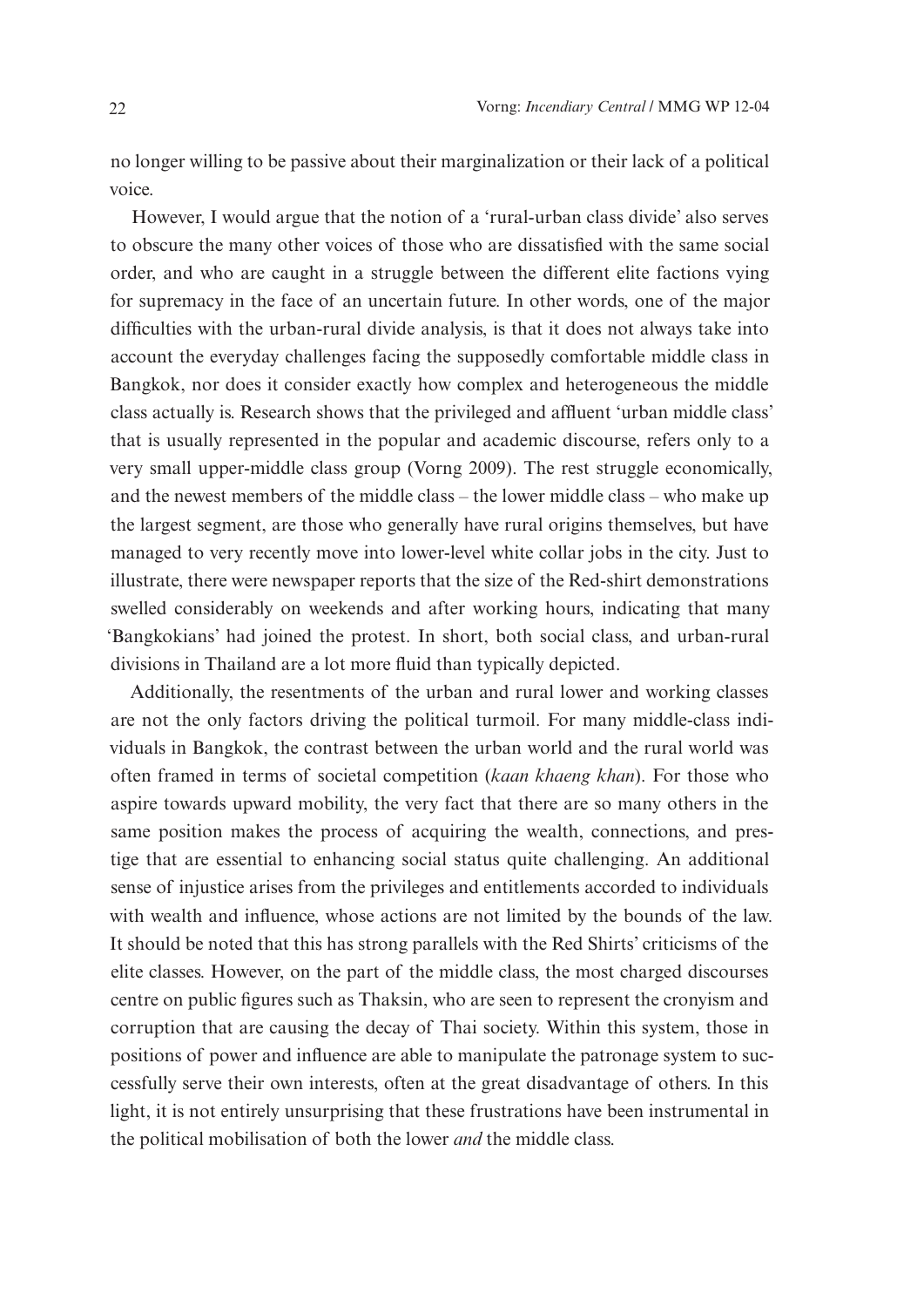no longer willing to be passive about their marginalization or their lack of a political voice.

However, I would argue that the notion of a 'rural-urban class divide' also serves to obscure the many other voices of those who are dissatisfied with the same social order, and who are caught in a struggle between the different elite factions vying for supremacy in the face of an uncertain future. In other words, one of the major difficulties with the urban-rural divide analysis, is that it does not always take into account the everyday challenges facing the supposedly comfortable middle class in Bangkok, nor does it consider exactly how complex and heterogeneous the middle class actually is. Research shows that the privileged and affluent 'urban middle class' that is usually represented in the popular and academic discourse, refers only to a very small upper-middle class group (Vorng 2009). The rest struggle economically, and the newest members of the middle class – the lower middle class – who make up the largest segment, are those who generally have rural origins themselves, but have managed to very recently move into lower-level white collar jobs in the city. Just to illustrate, there were newspaper reports that the size of the Red-shirt demonstrations swelled considerably on weekends and after working hours, indicating that many 'Bangkokians' had joined the protest. In short, both social class, and urban-rural divisions in Thailand are a lot more fluid than typically depicted.

Additionally, the resentments of the urban and rural lower and working classes are not the only factors driving the political turmoil. For many middle-class individuals in Bangkok, the contrast between the urban world and the rural world was often framed in terms of societal competition (*kaan khaeng khan*). For those who aspire towards upward mobility, the very fact that there are so many others in the same position makes the process of acquiring the wealth, connections, and prestige that are essential to enhancing social status quite challenging. An additional sense of injustice arises from the privileges and entitlements accorded to individuals with wealth and influence, whose actions are not limited by the bounds of the law. It should be noted that this has strong parallels with the Red Shirts' criticisms of the elite classes. However, on the part of the middle class, the most charged discourses centre on public figures such as Thaksin, who are seen to represent the cronyism and corruption that are causing the decay of Thai society. Within this system, those in positions of power and influence are able to manipulate the patronage system to successfully serve their own interests, often at the great disadvantage of others. In this light, it is not entirely unsurprising that these frustrations have been instrumental in the political mobilisation of both the lower *and* the middle class.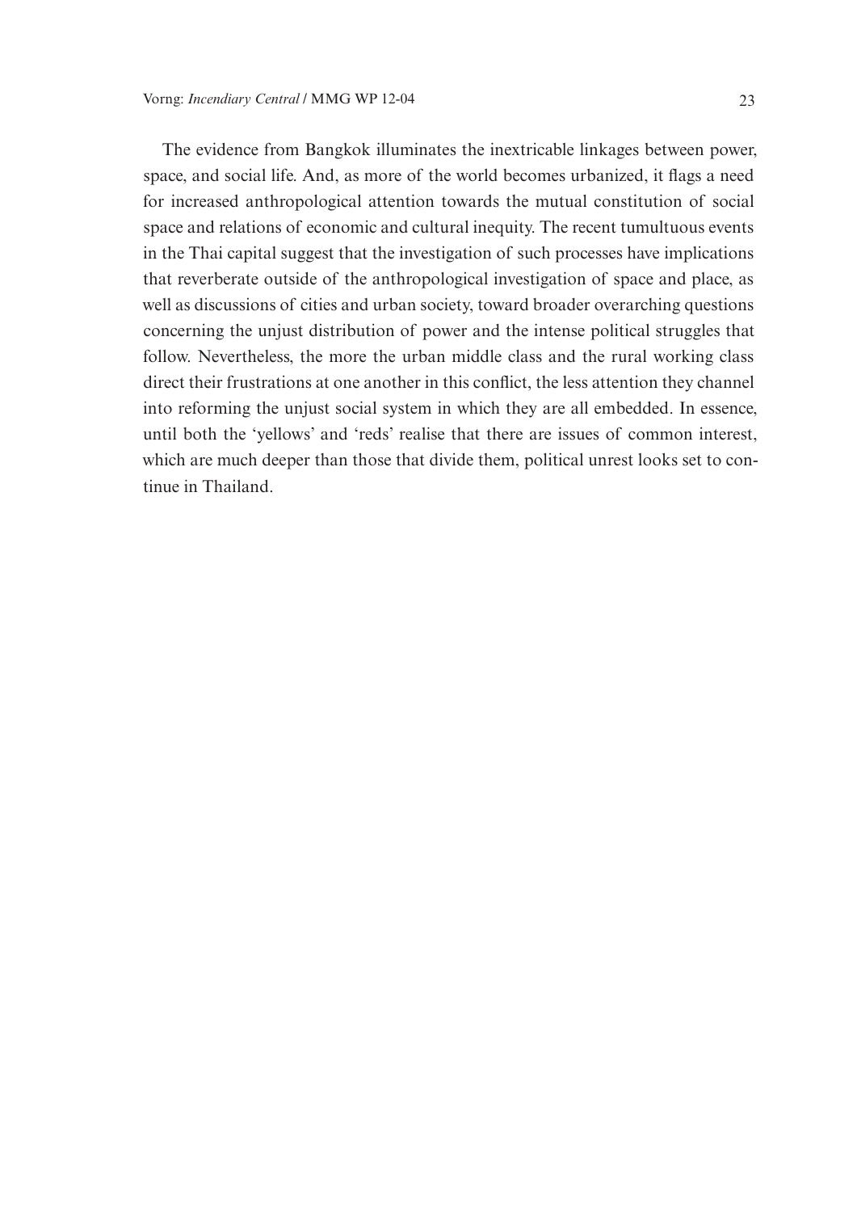The evidence from Bangkok illuminates the inextricable linkages between power, space, and social life. And, as more of the world becomes urbanized, it flags a need for increased anthropological attention towards the mutual constitution of social space and relations of economic and cultural inequity. The recent tumultuous events in the Thai capital suggest that the investigation of such processes have implications that reverberate outside of the anthropological investigation of space and place, as well as discussions of cities and urban society, toward broader overarching questions concerning the unjust distribution of power and the intense political struggles that follow. Nevertheless, the more the urban middle class and the rural working class direct their frustrations at one another in this conflict, the less attention they channel into reforming the unjust social system in which they are all embedded. In essence, until both the 'yellows' and 'reds' realise that there are issues of common interest, which are much deeper than those that divide them, political unrest looks set to continue in Thailand.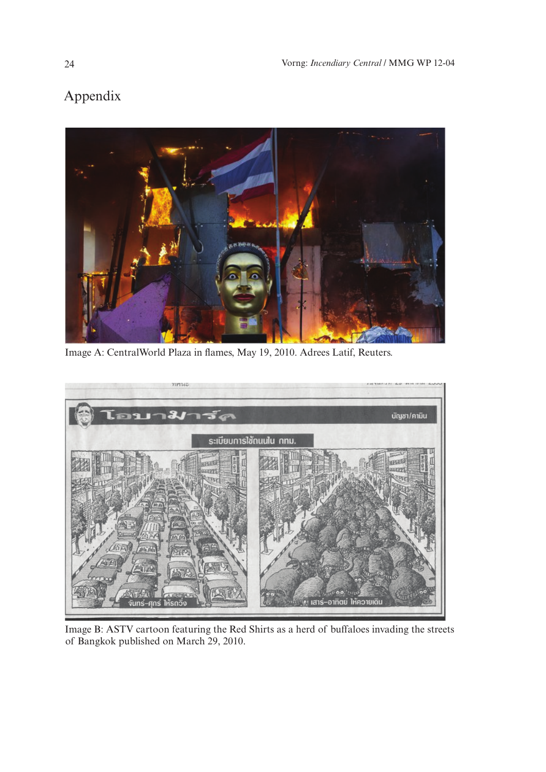# Appendix

Image A: CentralWorld Plaza in flames, May 19, 2010. Adrees Latif, Reuters.

Image B: ASTV cartoon featuring the Red Shirts as a herd of buffaloes invading the streets of Bangkok published on March 29, 2010.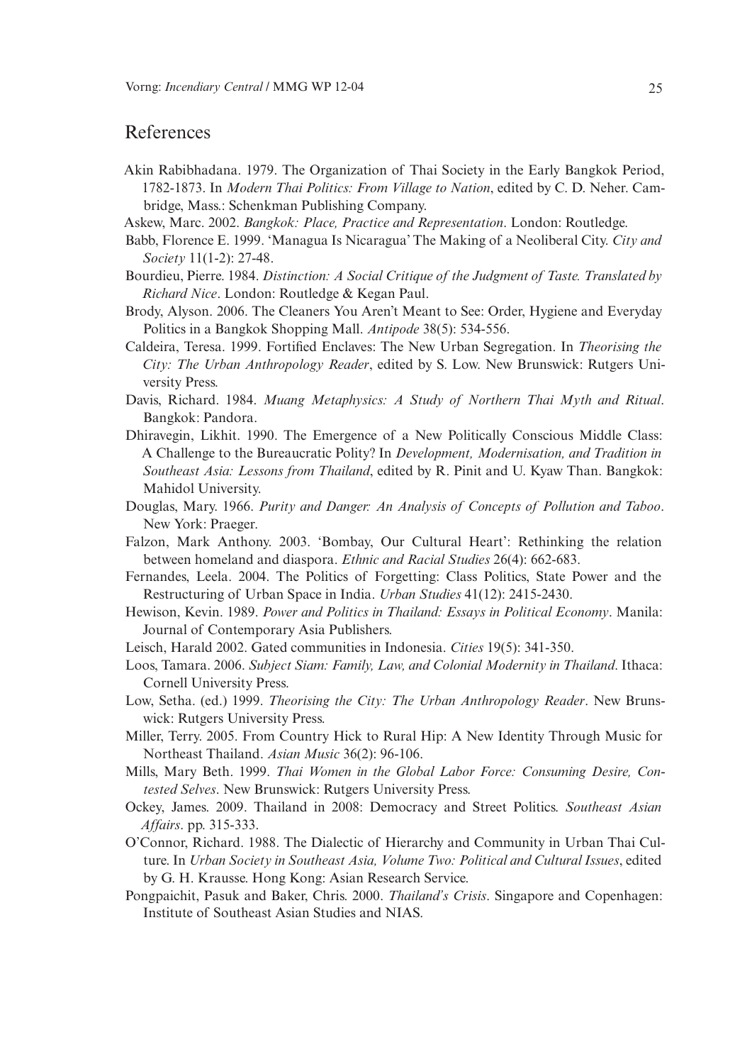## References

Akin Rabibhadana. 1979. The Organization of Thai Society in the Early Bangkok Period, 1782-1873. In *Modern Thai Politics: From Village to Nation*, edited by C. D. Neher. Cambridge, Mass.: Schenkman Publishing Company.

Askew, Marc. 2002. *Bangkok: Place, Practice and Representation*. London: Routledge.

Babb, Florence E. 1999. 'Managua Is Nicaragua' The Making of a Neoliberal City. *City and Society* 11(1-2): 27-48.

Bourdieu, Pierre. 1984. *Distinction: A Social Critique of the Judgment of Taste. Translated by Richard Nice*. London: Routledge & Kegan Paul.

Brody, Alyson. 2006. The Cleaners You Aren't Meant to See: Order, Hygiene and Everyday Politics in a Bangkok Shopping Mall. *Antipode* 38(5): 534-556.

Caldeira, Teresa. 1999. Fortified Enclaves: The New Urban Segregation. In *Theorising the City: The Urban Anthropology Reader*, edited by S. Low. New Brunswick: Rutgers University Press.

Davis, Richard. 1984. *Muang Metaphysics: A Study of Northern Thai Myth and Ritual*. Bangkok: Pandora.

Dhiravegin, Likhit. 1990. The Emergence of a New Politically Conscious Middle Class: A Challenge to the Bureaucratic Polity? In *Development, Modernisation, and Tradition in Southeast Asia: Lessons from Thailand*, edited by R. Pinit and U. Kyaw Than. Bangkok: Mahidol University.

Douglas, Mary. 1966. *Purity and Danger: An Analysis of Concepts of Pollution and Taboo*. New York: Praeger.

Falzon, Mark Anthony. 2003. 'Bombay, Our Cultural Heart': Rethinking the relation between homeland and diaspora. *Ethnic and Racial Studies* 26(4): 662-683.

Fernandes, Leela. 2004. The Politics of Forgetting: Class Politics, State Power and the Restructuring of Urban Space in India. *Urban Studies* 41(12): 2415-2430.

Hewison, Kevin. 1989. *Power and Politics in Thailand: Essays in Political Economy*. Manila: Journal of Contemporary Asia Publishers.

Leisch, Harald 2002. Gated communities in Indonesia. *Cities* 19(5): 341-350.

Loos, Tamara. 2006. *Subject Siam: Family, Law, and Colonial Modernity in Thailand*. Ithaca: Cornell University Press.

Low, Setha. (ed.) 1999. *Theorising the City: The Urban Anthropology Reader*. New Brunswick: Rutgers University Press.

Miller, Terry. 2005. From Country Hick to Rural Hip: A New Identity Through Music for Northeast Thailand. *Asian Music* 36(2): 96-106.

Mills, Mary Beth. 1999. *Thai Women in the Global Labor Force: Consuming Desire, Contested Selves*. New Brunswick: Rutgers University Press.

Ockey, James. 2009. Thailand in 2008: Democracy and Street Politics. *Southeast Asian Affairs*. pp. 315-333.

O'Connor, Richard. 1988. The Dialectic of Hierarchy and Community in Urban Thai Culture. In *Urban Society in Southeast Asia, Volume Two: Political and Cultural Issues*, edited by G. H. Krausse. Hong Kong: Asian Research Service.

Pongpaichit, Pasuk and Baker, Chris. 2000. *Thailand's Crisis*. Singapore and Copenhagen: Institute of Southeast Asian Studies and NIAS.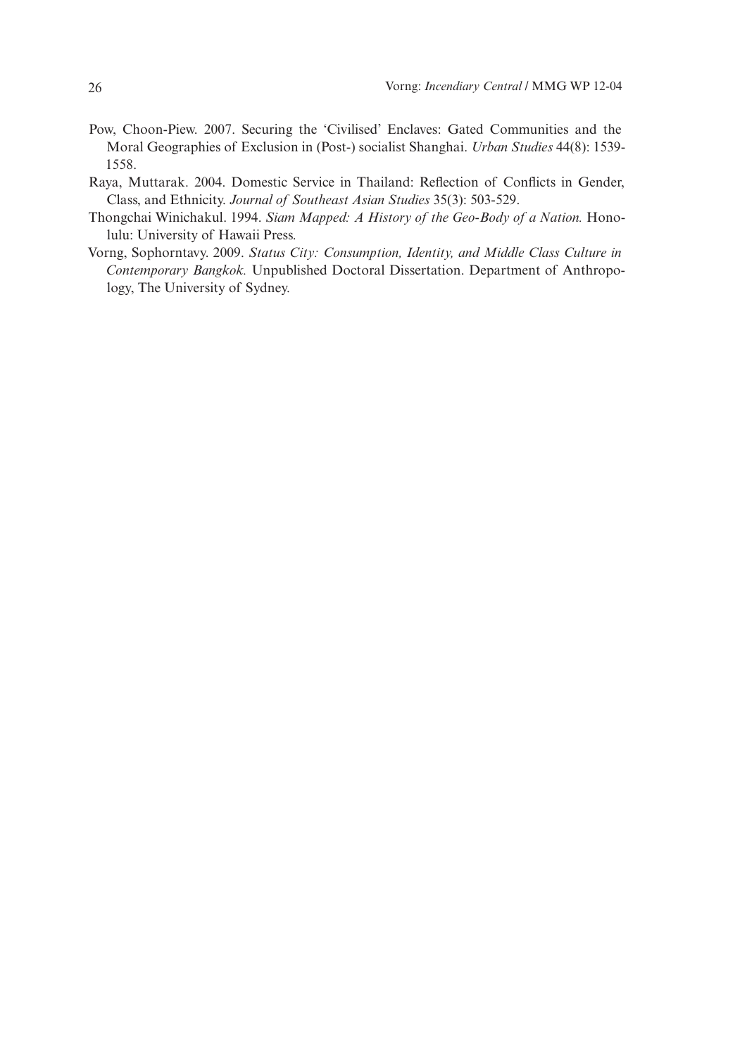Pow, Choon-Piew. 2007. Securing the 'Civilised' Enclaves: Gated Communities and the Moral Geographies of Exclusion in (Post-) socialist Shanghai. *Urban Studies* 44(8): 1539-1558.

Raya, Muttarak. 2004. Domestic Service in Thailand: Reflection of Conflicts in Gender, Class, and Ethnicity. *Journal of Southeast Asian Studies* 35(3): 503-529.

Thongchai Winichakul. 1994. *Siam Mapped: A History of the Geo-Body of a Nation.* Honolulu: University of Hawaii Press.

Vorng, Sophorntavy. 2009. *Status City: Consumption, Identity, and Middle Class Culture in Contemporary Bangkok.* Unpublished Doctoral Dissertation. Department of Anthropology, The University of Sydney.